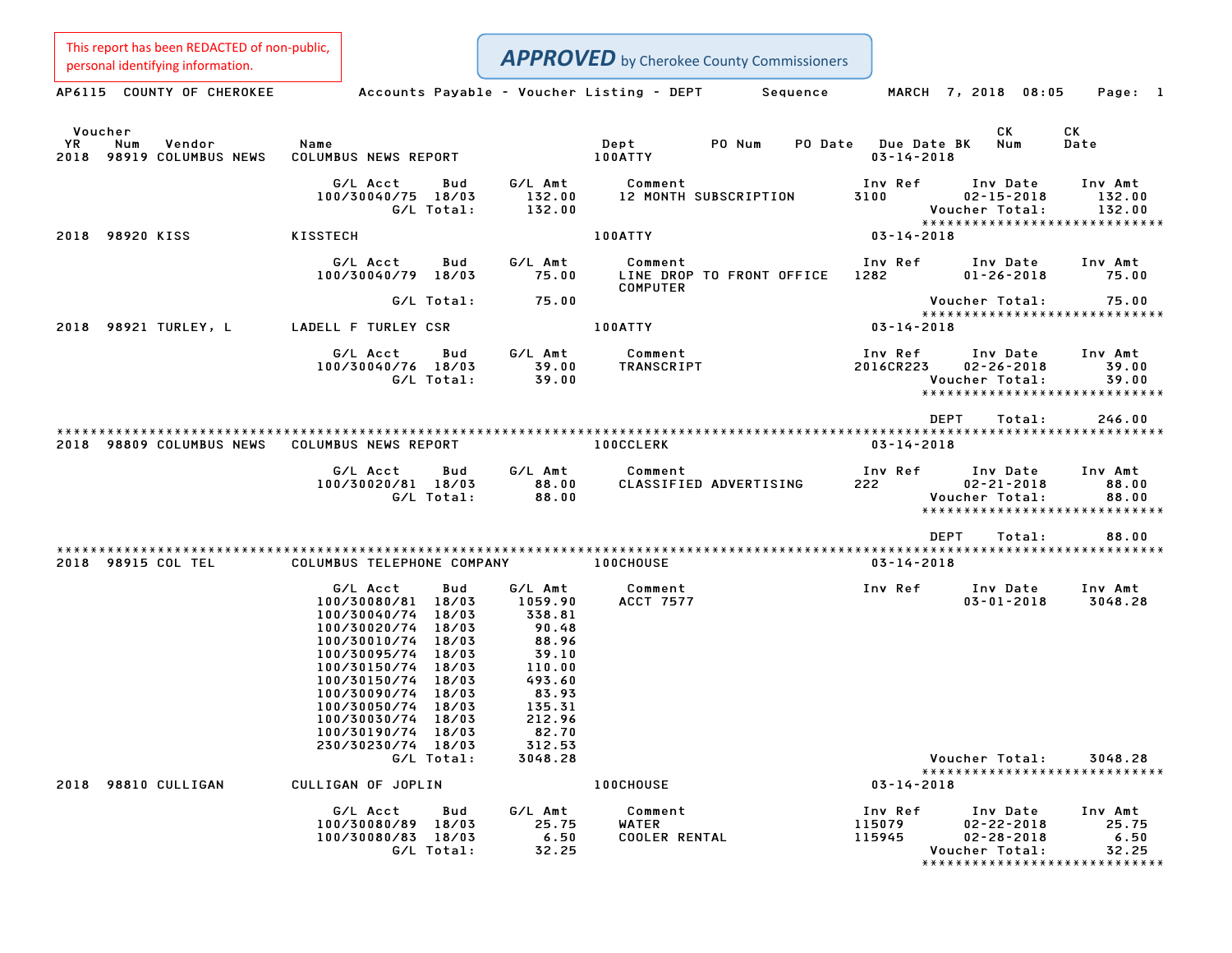This report has been REDACTED of non-public, personal identifying information.

***APPROVED*** by Cherokee County Commissioners

AP6115 COUNTY OF CHEROKEE — Accounts Payable - Voucher Listing - DEPT Sequence — MARCH 7, 2018 08:05 — Page: 1

| Voucher YR | Num | Vendor | Name | Dept | PO Num | PO Date | Due Date BK | CK Num | CK Date |
|---|---|---|---|---|---|---|---|---|---|
| 2018 | 98919 | COLUMBUS NEWS | COLUMBUS NEWS REPORT | 100ATTY | | | 03-14-2018 | | |

| G/L Acct | Bud | G/L Amt | Comment | Inv Ref | Inv Date | Inv Amt |
|---|---|---|---|---|---|---|
| 100/30040/75 | 18/03 | 132.00 | 12 MONTH SUBSCRIPTION | 3100 | 02-15-2018 | 132.00 |
| G/L Total: | | 132.00 | | | Voucher Total: | 132.00 |

| Voucher YR | Num | Vendor | Name | Dept | PO Num | PO Date | Due Date BK | CK Num | CK Date |
|---|---|---|---|---|---|---|---|---|---|
| 2018 | 98920 | KISS | KISSTECH | 100ATTY | | | 03-14-2018 | | |

| G/L Acct | Bud | G/L Amt | Comment | Inv Ref | Inv Date | Inv Amt |
|---|---|---|---|---|---|---|
| 100/30040/79 | 18/03 | 75.00 | LINE DROP TO FRONT OFFICE COMPUTER | 1282 | 01-26-2018 | 75.00 |
| G/L Total: | | 75.00 | | | Voucher Total: | 75.00 |

| Voucher YR | Num | Vendor | Name | Dept | PO Num | PO Date | Due Date BK | CK Num | CK Date |
|---|---|---|---|---|---|---|---|---|---|
| 2018 | 98921 | TURLEY, L | LADELL F TURLEY CSR | 100ATTY | | | 03-14-2018 | | |

| G/L Acct | Bud | G/L Amt | Comment | Inv Ref | Inv Date | Inv Amt |
|---|---|---|---|---|---|---|
| 100/30040/76 | 18/03 | 39.00 | TRANSCRIPT | 2016CR223 | 02-26-2018 | 39.00 |
| G/L Total: | | 39.00 | | | Voucher Total: | 39.00 |

DEPT Total: 246.00

| Voucher YR | Num | Vendor | Name | Dept | PO Num | PO Date | Due Date BK | CK Num | CK Date |
|---|---|---|---|---|---|---|---|---|---|
| 2018 | 98809 | COLUMBUS NEWS | COLUMBUS NEWS REPORT | 100CCLERK | | | 03-14-2018 | | |

| G/L Acct | Bud | G/L Amt | Comment | Inv Ref | Inv Date | Inv Amt |
|---|---|---|---|---|---|---|
| 100/30020/81 | 18/03 | 88.00 | CLASSIFIED ADVERTISING | 222 | 02-21-2018 | 88.00 |
| G/L Total: | | 88.00 | | | Voucher Total: | 88.00 |

DEPT Total: 88.00

| Voucher YR | Num | Vendor | Name | Dept | PO Num | PO Date | Due Date BK | CK Num | CK Date |
|---|---|---|---|---|---|---|---|---|---|
| 2018 | 98915 | COL TEL | COLUMBUS TELEPHONE COMPANY | 100CHOUSE | | | 03-14-2018 | | |

| G/L Acct | Bud | G/L Amt | Comment | Inv Ref | Inv Date | Inv Amt |
|---|---|---|---|---|---|---|
| 100/30080/81 | 18/03 | 1059.90 | ACCT 7577 | | 03-01-2018 | 3048.28 |
| 100/30040/74 | 18/03 | 338.81 | | | | |
| 100/30020/74 | 18/03 | 90.48 | | | | |
| 100/30010/74 | 18/03 | 88.96 | | | | |
| 100/30095/74 | 18/03 | 39.10 | | | | |
| 100/30150/74 | 18/03 | 110.00 | | | | |
| 100/30150/74 | 18/03 | 493.60 | | | | |
| 100/30090/74 | 18/03 | 83.93 | | | | |
| 100/30050/74 | 18/03 | 135.31 | | | | |
| 100/30030/74 | 18/03 | 212.96 | | | | |
| 100/30190/74 | 18/03 | 82.70 | | | | |
| 230/30230/74 | 18/03 | 312.53 | | | | |
| G/L Total: | | 3048.28 | | | Voucher Total: | 3048.28 |

| Voucher YR | Num | Vendor | Name | Dept | PO Num | PO Date | Due Date BK | CK Num | CK Date |
|---|---|---|---|---|---|---|---|---|---|
| 2018 | 98810 | CULLIGAN | CULLIGAN OF JOPLIN | 100CHOUSE | | | 03-14-2018 | | |

| G/L Acct | Bud | G/L Amt | Comment | Inv Ref | Inv Date | Inv Amt |
|---|---|---|---|---|---|---|
| 100/30080/89 | 18/03 | 25.75 | WATER | 115079 | 02-22-2018 | 25.75 |
| 100/30080/83 | 18/03 | 6.50 | COOLER RENTAL | 115945 | 02-28-2018 | 6.50 |
| G/L Total: | | 32.25 | | | Voucher Total: | 32.25 |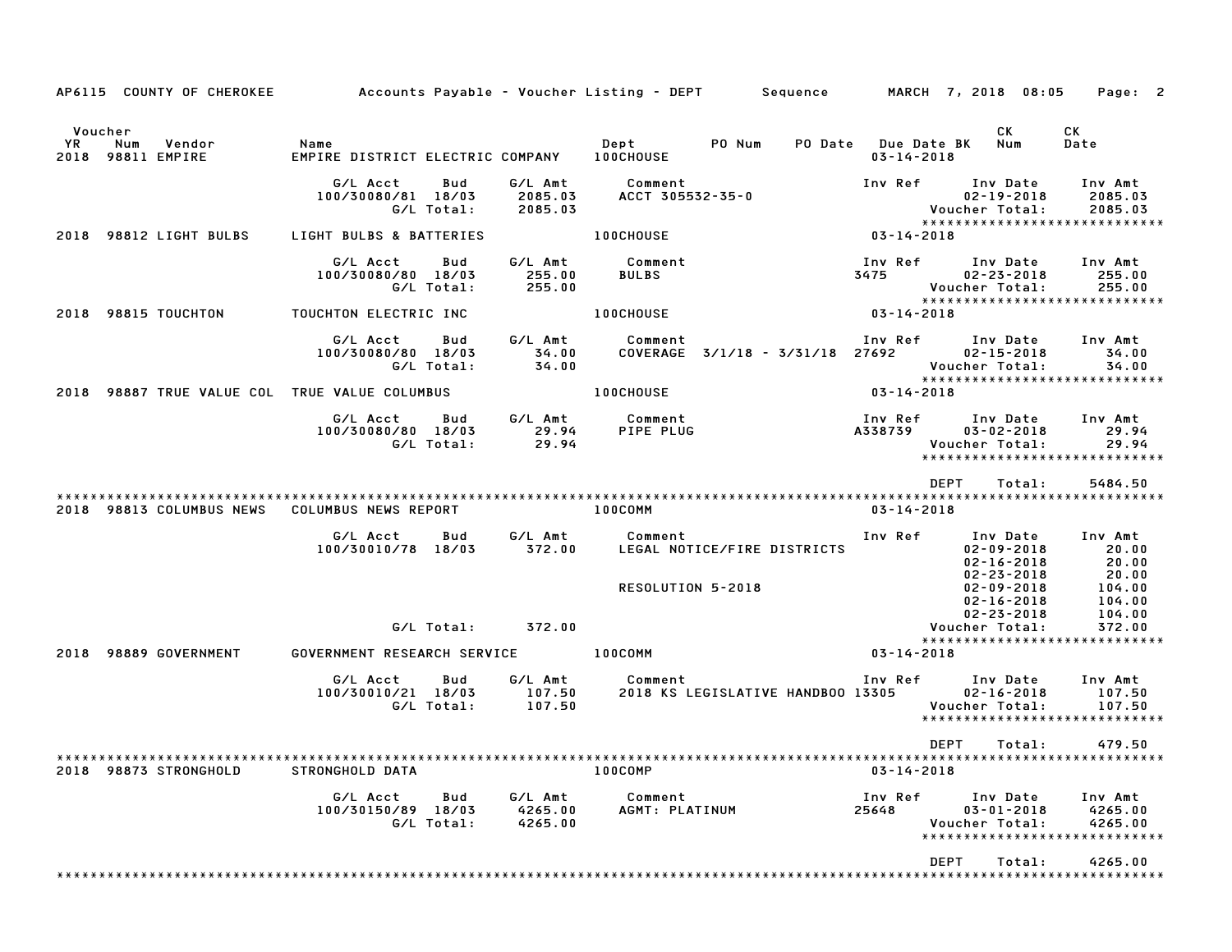AP6115 COUNTY OF CHEROKEE — Accounts Payable - Voucher Listing - DEPT — Sequence — MARCH 7, 2018 08:05

| Voucher YR | Num | Vendor | Name | Dept | PO Num | PO Date | Due Date BK | CK Num | CK Date |
|---|---|---|---|---|---|---|---|---|---|
| 2018 | 98811 | EMPIRE | EMPIRE DISTRICT ELECTRIC COMPANY | 100CHOUSE | | | 03-14-2018 | | |

| G/L Acct | Bud | G/L Amt | Comment | Inv Ref | Inv Date | Inv Amt |
|---|---|---|---|---|---|---|
| 100/30080/81 | 18/03 | 2085.03 | ACCT 305532-35-0 | | 02-19-2018 | 2085.03 |
| | G/L Total: | 2085.03 | | | Voucher Total: | 2085.03 |

| Voucher YR | Num | Vendor | Name | Dept | Due Date BK |
|---|---|---|---|---|---|
| 2018 | 98812 | LIGHT BULBS | LIGHT BULBS & BATTERIES | 100CHOUSE | 03-14-2018 |

| G/L Acct | Bud | G/L Amt | Comment | Inv Ref | Inv Date | Inv Amt |
|---|---|---|---|---|---|---|
| 100/30080/80 | 18/03 | 255.00 | BULBS | 3475 | 02-23-2018 | 255.00 |
| | G/L Total: | 255.00 | | | Voucher Total: | 255.00 |

| Voucher YR | Num | Vendor | Name | Dept | Due Date BK |
|---|---|---|---|---|---|
| 2018 | 98815 | TOUCHTON | TOUCHTON ELECTRIC INC | 100CHOUSE | 03-14-2018 |

| G/L Acct | Bud | G/L Amt | Comment | Inv Ref | Inv Date | Inv Amt |
|---|---|---|---|---|---|---|
| 100/30080/80 | 18/03 | 34.00 | COVERAGE 3/1/18 - 3/31/18 | 27692 | 02-15-2018 | 34.00 |
| | G/L Total: | 34.00 | | | Voucher Total: | 34.00 |

| Voucher YR | Num | Vendor | Name | Dept | Due Date BK |
|---|---|---|---|---|---|
| 2018 | 98887 | TRUE VALUE COL | TRUE VALUE COLUMBUS | 100CHOUSE | 03-14-2018 |

| G/L Acct | Bud | G/L Amt | Comment | Inv Ref | Inv Date | Inv Amt |
|---|---|---|---|---|---|---|
| 100/30080/80 | 18/03 | 29.94 | PIPE PLUG | A338739 | 03-02-2018 | 29.94 |
| | G/L Total: | 29.94 | | | Voucher Total: | 29.94 |

DEPT Total: 5484.50

| Voucher YR | Num | Vendor | Name | Dept | Due Date BK |
|---|---|---|---|---|---|
| 2018 | 98813 | COLUMBUS NEWS | COLUMBUS NEWS REPORT | 100COMM | 03-14-2018 |

| G/L Acct | Bud | G/L Amt | Comment | Inv Ref | Inv Date | Inv Amt |
|---|---|---|---|---|---|---|
| 100/30010/78 | 18/03 | 372.00 | LEGAL NOTICE/FIRE DISTRICTS | | 02-09-2018 | 20.00 |
| | | | | | 02-16-2018 | 20.00 |
| | | | | | 02-23-2018 | 20.00 |
| | | | RESOLUTION 5-2018 | | 02-09-2018 | 104.00 |
| | | | | | 02-16-2018 | 104.00 |
| | | | | | 02-23-2018 | 104.00 |
| | G/L Total: | 372.00 | | | Voucher Total: | 372.00 |

| Voucher YR | Num | Vendor | Name | Dept | Due Date BK |
|---|---|---|---|---|---|
| 2018 | 98889 | GOVERNMENT | GOVERNMENT RESEARCH SERVICE | 100COMM | 03-14-2018 |

| G/L Acct | Bud | G/L Amt | Comment | Inv Ref | Inv Date | Inv Amt |
|---|---|---|---|---|---|---|
| 100/30010/21 | 18/03 | 107.50 | 2018 KS LEGISLATIVE HANDBOO | 13305 | 02-16-2018 | 107.50 |
| | G/L Total: | 107.50 | | | Voucher Total: | 107.50 |

DEPT Total: 479.50

| Voucher YR | Num | Vendor | Name | Dept | Due Date BK |
|---|---|---|---|---|---|
| 2018 | 98873 | STRONGHOLD | STRONGHOLD DATA | 100COMP | 03-14-2018 |

| G/L Acct | Bud | G/L Amt | Comment | Inv Ref | Inv Date | Inv Amt |
|---|---|---|---|---|---|---|
| 100/30150/89 | 18/03 | 4265.00 | AGMT: PLATINUM | 25648 | 03-01-2018 | 4265.00 |
| | G/L Total: | 4265.00 | | | Voucher Total: | 4265.00 |

DEPT Total: 4265.00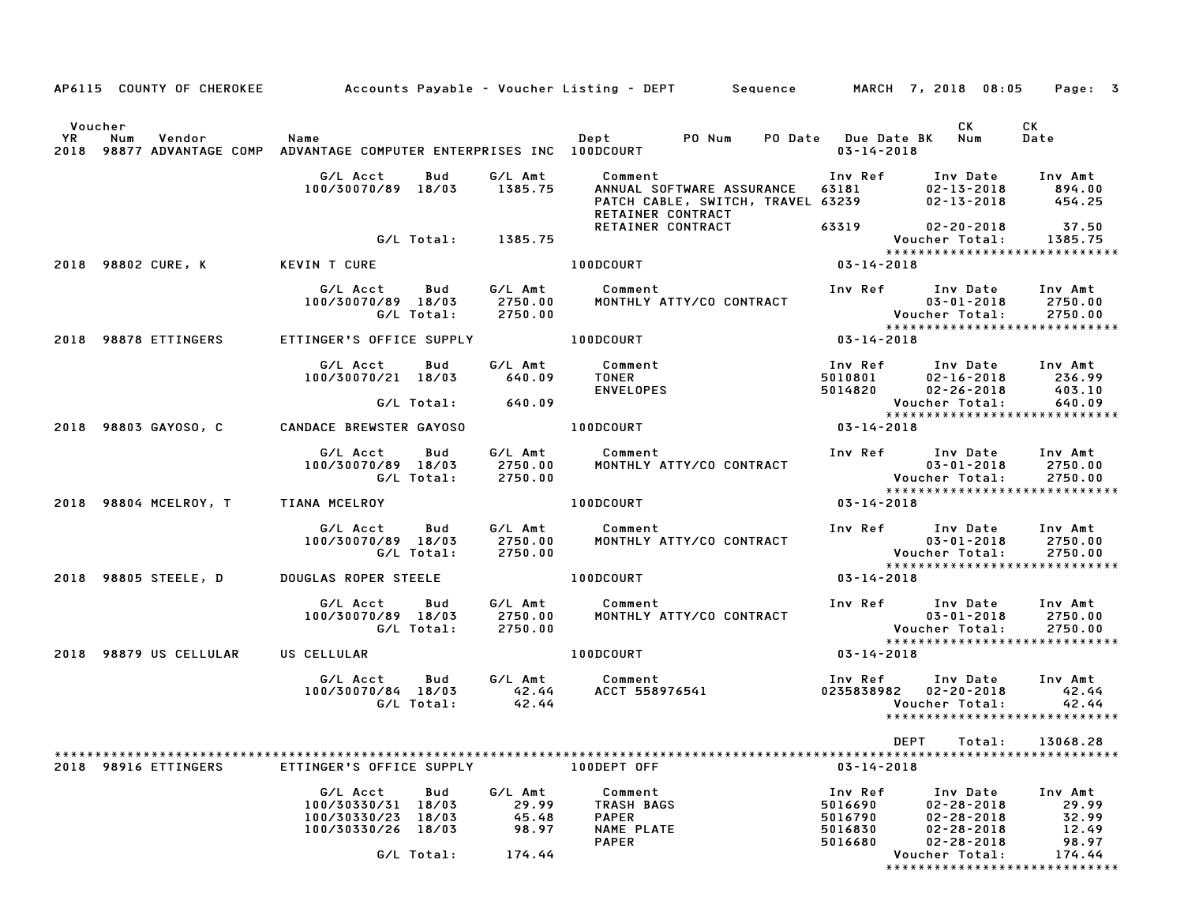AP6115 COUNTY OF CHEROKEE Accounts Payable - Voucher Listing - DEPT Sequence MARCH 7, 2018 08:05 Page: 3

| Voucher YR | Num | Vendor | Name | Dept | PO Num | PO Date | Due Date BK | CK Num | CK Date |
|---|---|---|---|---|---|---|---|---|---|
| 2018 | 98877 | ADVANTAGE COMP | ADVANTAGE COMPUTER ENTERPRISES INC | 100DCOURT | | | 03-14-2018 | | |

| G/L Acct | Bud | G/L Amt | Comment | Inv Ref | Inv Date | Inv Amt |
|---|---|---|---|---|---|---|
| 100/30070/89 | 18/03 | 1385.75 | ANNUAL SOFTWARE ASSURANCE | 63181 | 02-13-2018 | 894.00 |
| | | | PATCH CABLE, SWITCH, TRAVEL | 63239 | 02-13-2018 | 454.25 |
| | | | RETAINER CONTRACT | | | |
| | | | RETAINER CONTRACT | 63319 | 02-20-2018 | 37.50 |
| | G/L Total: | 1385.75 | | | Voucher Total: | 1385.75 |

| Voucher YR | Num | Vendor | Name | Dept | Due Date |
|---|---|---|---|---|---|
| 2018 | 98802 | CURE, K | KEVIN T CURE | 100DCOURT | 03-14-2018 |

| G/L Acct | Bud | G/L Amt | Comment | Inv Ref | Inv Date | Inv Amt |
|---|---|---|---|---|---|---|
| 100/30070/89 | 18/03 | 2750.00 | MONTHLY ATTY/CO CONTRACT | | 03-01-2018 | 2750.00 |
| | G/L Total: | 2750.00 | | | Voucher Total: | 2750.00 |

| Voucher YR | Num | Vendor | Name | Dept | Due Date |
|---|---|---|---|---|---|
| 2018 | 98878 | ETTINGERS | ETTINGER'S OFFICE SUPPLY | 100DCOURT | 03-14-2018 |

| G/L Acct | Bud | G/L Amt | Comment | Inv Ref | Inv Date | Inv Amt |
|---|---|---|---|---|---|---|
| 100/30070/21 | 18/03 | 640.09 | TONER | 5010801 | 02-16-2018 | 236.99 |
| | | | ENVELOPES | 5014820 | 02-26-2018 | 403.10 |
| | G/L Total: | 640.09 | | | Voucher Total: | 640.09 |

| Voucher YR | Num | Vendor | Name | Dept | Due Date |
|---|---|---|---|---|---|
| 2018 | 98803 | GAYOSO, C | CANDACE BREWSTER GAYOSO | 100DCOURT | 03-14-2018 |

| G/L Acct | Bud | G/L Amt | Comment | Inv Ref | Inv Date | Inv Amt |
|---|---|---|---|---|---|---|
| 100/30070/89 | 18/03 | 2750.00 | MONTHLY ATTY/CO CONTRACT | | 03-01-2018 | 2750.00 |
| | G/L Total: | 2750.00 | | | Voucher Total: | 2750.00 |

| Voucher YR | Num | Vendor | Name | Dept | Due Date |
|---|---|---|---|---|---|
| 2018 | 98804 | MCELROY, T | TIANA MCELROY | 100DCOURT | 03-14-2018 |

| G/L Acct | Bud | G/L Amt | Comment | Inv Ref | Inv Date | Inv Amt |
|---|---|---|---|---|---|---|
| 100/30070/89 | 18/03 | 2750.00 | MONTHLY ATTY/CO CONTRACT | | 03-01-2018 | 2750.00 |
| | G/L Total: | 2750.00 | | | Voucher Total: | 2750.00 |

| Voucher YR | Num | Vendor | Name | Dept | Due Date |
|---|---|---|---|---|---|
| 2018 | 98805 | STEELE, D | DOUGLAS ROPER STEELE | 100DCOURT | 03-14-2018 |

| G/L Acct | Bud | G/L Amt | Comment | Inv Ref | Inv Date | Inv Amt |
|---|---|---|---|---|---|---|
| 100/30070/89 | 18/03 | 2750.00 | MONTHLY ATTY/CO CONTRACT | | 03-01-2018 | 2750.00 |
| | G/L Total: | 2750.00 | | | Voucher Total: | 2750.00 |

| Voucher YR | Num | Vendor | Name | Dept | Due Date |
|---|---|---|---|---|---|
| 2018 | 98879 | US CELLULAR | US CELLULAR | 100DCOURT | 03-14-2018 |

| G/L Acct | Bud | G/L Amt | Comment | Inv Ref | Inv Date | Inv Amt |
|---|---|---|---|---|---|---|
| 100/30070/84 | 18/03 | 42.44 | ACCT 558976541 | 0235838982 | 02-20-2018 | 42.44 |
| | G/L Total: | 42.44 | | | Voucher Total: | 42.44 |

DEPT Total: 13068.28

| Voucher YR | Num | Vendor | Name | Dept | Due Date |
|---|---|---|---|---|---|
| 2018 | 98916 | ETTINGERS | ETTINGER'S OFFICE SUPPLY | 100DEPT OFF | 03-14-2018 |

| G/L Acct | Bud | G/L Amt | Comment | Inv Ref | Inv Date | Inv Amt |
|---|---|---|---|---|---|---|
| 100/30330/31 | 18/03 | 29.99 | TRASH BAGS | 5016690 | 02-28-2018 | 29.99 |
| 100/30330/23 | 18/03 | 45.48 | PAPER | 5016790 | 02-28-2018 | 32.99 |
| 100/30330/26 | 18/03 | 98.97 | NAME PLATE | 5016830 | 02-28-2018 | 12.49 |
| | | | PAPER | 5016680 | 02-28-2018 | 98.97 |
| | G/L Total: | 174.44 | | | Voucher Total: | 174.44 |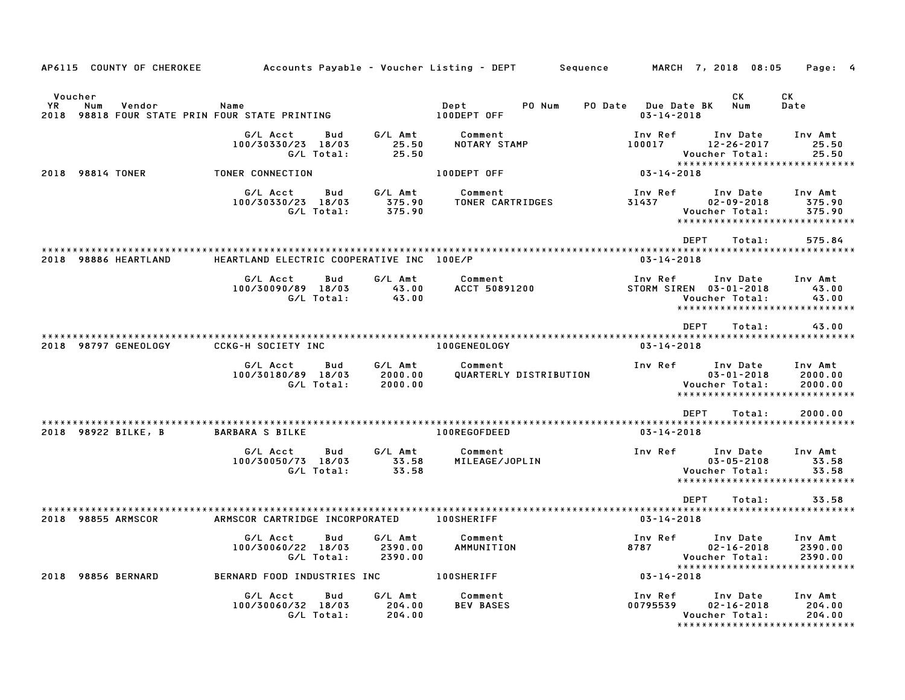AP6115 COUNTY OF CHEROKEE — Accounts Payable - Voucher Listing - DEPT — Sequence — MARCH 7, 2018 08:05

| Voucher YR | Num | Vendor | Name | Dept | PO Num | PO Date | Due Date BK | CK Num | CK Date |
|---|---|---|---|---|---|---|---|---|---|
| 2018 | 98818 | FOUR STATE PRIN | FOUR STATE PRINTING | 100DEPT OFF | | | 03-14-2018 | | |

| G/L Acct | Bud | G/L Amt | Comment | Inv Ref | Inv Date | Inv Amt |
|---|---|---|---|---|---|---|
| 100/30330/23 | 18/03 | 25.50 | NOTARY STAMP | 100017 | 12-26-2017 | 25.50 |
| | G/L Total: | 25.50 | | | Voucher Total: | 25.50 |

*****************************

| Voucher YR | Num | Vendor | Name | Dept | Due Date |
|---|---|---|---|---|---|
| 2018 | 98814 | TONER | TONER CONNECTION | 100DEPT OFF | 03-14-2018 |

| G/L Acct | Bud | G/L Amt | Comment | Inv Ref | Inv Date | Inv Amt |
|---|---|---|---|---|---|---|
| 100/30330/23 | 18/03 | 375.90 | TONER CARTRIDGES | 31437 | 02-09-2018 | 375.90 |
| | G/L Total: | 375.90 | | | Voucher Total: | 375.90 |

*****************************

DEPT Total: 575.84

*****************************

| Voucher YR | Num | Vendor | Name | Dept | Due Date |
|---|---|---|---|---|---|
| 2018 | 98886 | HEARTLAND | HEARTLAND ELECTRIC COOPERATIVE INC | 100E/P | 03-14-2018 |

| G/L Acct | Bud | G/L Amt | Comment | Inv Ref | Inv Date | Inv Amt |
|---|---|---|---|---|---|---|
| 100/30090/89 | 18/03 | 43.00 | ACCT 50891200 | STORM SIREN | 03-01-2018 | 43.00 |
| | G/L Total: | 43.00 | | | Voucher Total: | 43.00 |

*****************************

DEPT Total: 43.00

*****************************

| Voucher YR | Num | Vendor | Name | Dept | Due Date |
|---|---|---|---|---|---|
| 2018 | 98797 | GENEOLOGY | CCKG-H SOCIETY INC | 100GENEOLOGY | 03-14-2018 |

| G/L Acct | Bud | G/L Amt | Comment | Inv Ref | Inv Date | Inv Amt |
|---|---|---|---|---|---|---|
| 100/30180/89 | 18/03 | 2000.00 | QUARTERLY DISTRIBUTION | | 03-01-2018 | 2000.00 |
| | G/L Total: | 2000.00 | | | Voucher Total: | 2000.00 |

*****************************

DEPT Total: 2000.00

*****************************

| Voucher YR | Num | Vendor | Name | Dept | Due Date |
|---|---|---|---|---|---|
| 2018 | 98922 | BILKE, B | BARBARA S BILKE | 100REGOFDEED | 03-14-2018 |

| G/L Acct | Bud | G/L Amt | Comment | Inv Ref | Inv Date | Inv Amt |
|---|---|---|---|---|---|---|
| 100/30050/73 | 18/03 | 33.58 | MILEAGE/JOPLIN | | 03-05-2108 | 33.58 |
| | G/L Total: | 33.58 | | | Voucher Total: | 33.58 |

*****************************

DEPT Total: 33.58

*****************************

| Voucher YR | Num | Vendor | Name | Dept | Due Date |
|---|---|---|---|---|---|
| 2018 | 98855 | ARMSCOR | ARMSCOR CARTRIDGE INCORPORATED | 100SHERIFF | 03-14-2018 |

| G/L Acct | Bud | G/L Amt | Comment | Inv Ref | Inv Date | Inv Amt |
|---|---|---|---|---|---|---|
| 100/30060/22 | 18/03 | 2390.00 | AMMUNITION | 8787 | 02-16-2018 | 2390.00 |
| | G/L Total: | 2390.00 | | | Voucher Total: | 2390.00 |

*****************************

| Voucher YR | Num | Vendor | Name | Dept | Due Date |
|---|---|---|---|---|---|
| 2018 | 98856 | BERNARD | BERNARD FOOD INDUSTRIES INC | 100SHERIFF | 03-14-2018 |

| G/L Acct | Bud | G/L Amt | Comment | Inv Ref | Inv Date | Inv Amt |
|---|---|---|---|---|---|---|
| 100/30060/32 | 18/03 | 204.00 | BEV BASES | 00795539 | 02-16-2018 | 204.00 |
| | G/L Total: | 204.00 | | | Voucher Total: | 204.00 |

*****************************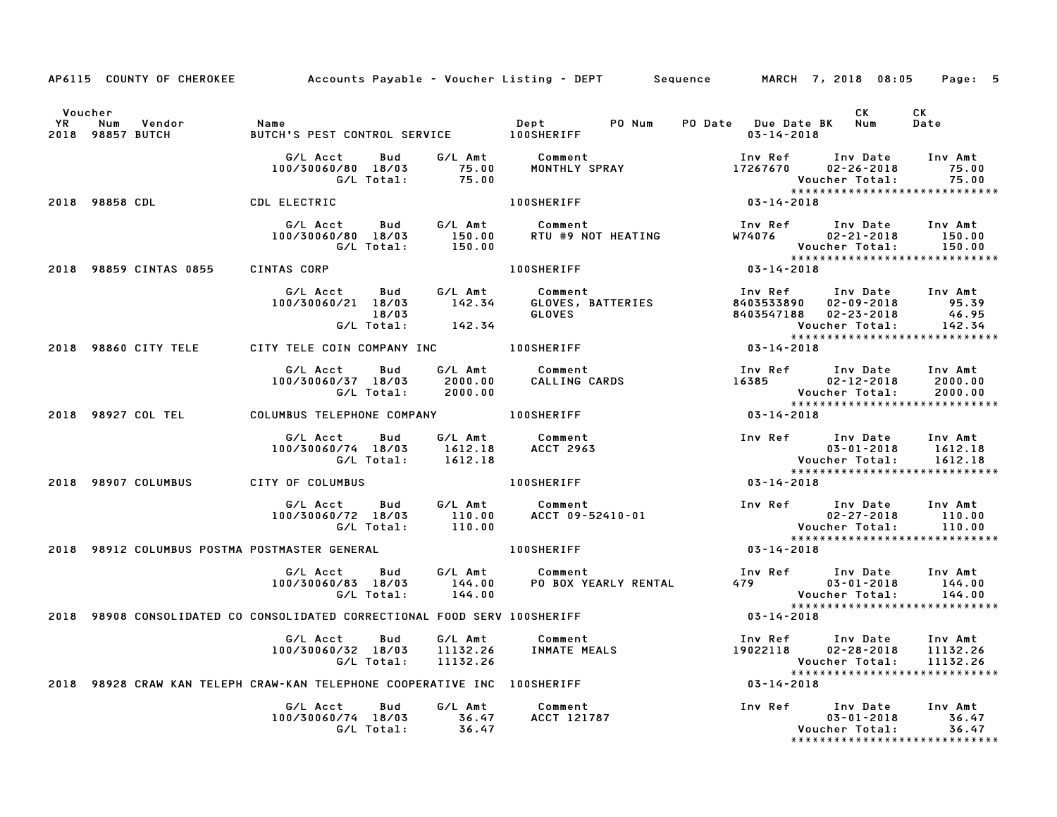AP6115 COUNTY OF CHEROKEE — Accounts Payable - Voucher Listing - DEPT — Sequence — MARCH 7, 2018 08:05

| Voucher YR | Num | Vendor | Name | Dept | PO Num | PO Date | Due Date BK | CK Num | CK Date |
|---|---|---|---|---|---|---|---|---|---|
| 2018 | 98857 | BUTCH | BUTCH'S PEST CONTROL SERVICE | 100SHERIFF | | | 03-14-2018 | | |

| G/L Acct | Bud | G/L Amt | Comment | Inv Ref | Inv Date | Inv Amt |
|---|---|---|---|---|---|---|
| 100/30060/80 | 18/03 | 75.00 | MONTHLY SPRAY | 17267670 | 02-26-2018 | 75.00 |
| | G/L Total: | 75.00 | | | Voucher Total: | 75.00 |

*****************************

| Voucher YR | Num | Vendor | Name | Dept | PO Num | PO Date | Due Date BK | CK Num | CK Date |
|---|---|---|---|---|---|---|---|---|---|
| 2018 | 98858 | CDL | CDL ELECTRIC | 100SHERIFF | | | 03-14-2018 | | |

| G/L Acct | Bud | G/L Amt | Comment | Inv Ref | Inv Date | Inv Amt |
|---|---|---|---|---|---|---|
| 100/30060/80 | 18/03 | 150.00 | RTU #9 NOT HEATING | W74076 | 02-21-2018 | 150.00 |
| | G/L Total: | 150.00 | | | Voucher Total: | 150.00 |

*****************************

| Voucher YR | Num | Vendor | Name | Dept | PO Num | PO Date | Due Date BK | CK Num | CK Date |
|---|---|---|---|---|---|---|---|---|---|
| 2018 | 98859 | CINTAS 0855 | CINTAS CORP | 100SHERIFF | | | 03-14-2018 | | |

| G/L Acct | Bud | G/L Amt | Comment | Inv Ref | Inv Date | Inv Amt |
|---|---|---|---|---|---|---|
| 100/30060/21 | 18/03 | 142.34 | GLOVES, BATTERIES | 8403533890 | 02-09-2018 | 95.39 |
| | 18/03 | | GLOVES | 8403547188 | 02-23-2018 | 46.95 |
| | G/L Total: | 142.34 | | | Voucher Total: | 142.34 |

*****************************

| Voucher YR | Num | Vendor | Name | Dept | PO Num | PO Date | Due Date BK | CK Num | CK Date |
|---|---|---|---|---|---|---|---|---|---|
| 2018 | 98860 | CITY TELE | CITY TELE COIN COMPANY INC | 100SHERIFF | | | 03-14-2018 | | |

| G/L Acct | Bud | G/L Amt | Comment | Inv Ref | Inv Date | Inv Amt |
|---|---|---|---|---|---|---|
| 100/30060/37 | 18/03 | 2000.00 | CALLING CARDS | 16385 | 02-12-2018 | 2000.00 |
| | G/L Total: | 2000.00 | | | Voucher Total: | 2000.00 |

*****************************

| Voucher YR | Num | Vendor | Name | Dept | PO Num | PO Date | Due Date BK | CK Num | CK Date |
|---|---|---|---|---|---|---|---|---|---|
| 2018 | 98927 | COL TEL | COLUMBUS TELEPHONE COMPANY | 100SHERIFF | | | 03-14-2018 | | |

| G/L Acct | Bud | G/L Amt | Comment | Inv Ref | Inv Date | Inv Amt |
|---|---|---|---|---|---|---|
| 100/30060/74 | 18/03 | 1612.18 | ACCT 2963 | | 03-01-2018 | 1612.18 |
| | G/L Total: | 1612.18 | | | Voucher Total: | 1612.18 |

*****************************

| Voucher YR | Num | Vendor | Name | Dept | PO Num | PO Date | Due Date BK | CK Num | CK Date |
|---|---|---|---|---|---|---|---|---|---|
| 2018 | 98907 | COLUMBUS | CITY OF COLUMBUS | 100SHERIFF | | | 03-14-2018 | | |

| G/L Acct | Bud | G/L Amt | Comment | Inv Ref | Inv Date | Inv Amt |
|---|---|---|---|---|---|---|
| 100/30060/72 | 18/03 | 110.00 | ACCT 09-52410-01 | | 02-27-2018 | 110.00 |
| | G/L Total: | 110.00 | | | Voucher Total: | 110.00 |

*****************************

| Voucher YR | Num | Vendor | Name | Dept | PO Num | PO Date | Due Date BK | CK Num | CK Date |
|---|---|---|---|---|---|---|---|---|---|
| 2018 | 98912 | COLUMBUS POSTMA | POSTMASTER GENERAL | 100SHERIFF | | | 03-14-2018 | | |

| G/L Acct | Bud | G/L Amt | Comment | Inv Ref | Inv Date | Inv Amt |
|---|---|---|---|---|---|---|
| 100/30060/83 | 18/03 | 144.00 | PO BOX YEARLY RENTAL | 479 | 03-01-2018 | 144.00 |
| | G/L Total: | 144.00 | | | Voucher Total: | 144.00 |

*****************************

| Voucher YR | Num | Vendor | Name | Dept | PO Num | PO Date | Due Date BK | CK Num | CK Date |
|---|---|---|---|---|---|---|---|---|---|
| 2018 | 98908 | CONSOLIDATED CO | CONSOLIDATED CORRECTIONAL FOOD SERV | 100SHERIFF | | | 03-14-2018 | | |

| G/L Acct | Bud | G/L Amt | Comment | Inv Ref | Inv Date | Inv Amt |
|---|---|---|---|---|---|---|
| 100/30060/32 | 18/03 | 11132.26 | INMATE MEALS | 19022118 | 02-28-2018 | 11132.26 |
| | G/L Total: | 11132.26 | | | Voucher Total: | 11132.26 |

*****************************

| Voucher YR | Num | Vendor | Name | Dept | PO Num | PO Date | Due Date BK | CK Num | CK Date |
|---|---|---|---|---|---|---|---|---|---|
| 2018 | 98928 | CRAW KAN TELEPH | CRAW-KAN TELEPHONE COOPERATIVE INC | 100SHERIFF | | | 03-14-2018 | | |

| G/L Acct | Bud | G/L Amt | Comment | Inv Ref | Inv Date | Inv Amt |
|---|---|---|---|---|---|---|
| 100/30060/74 | 18/03 | 36.47 | ACCT 121787 | | 03-01-2018 | 36.47 |
| | G/L Total: | 36.47 | | | Voucher Total: | 36.47 |

*****************************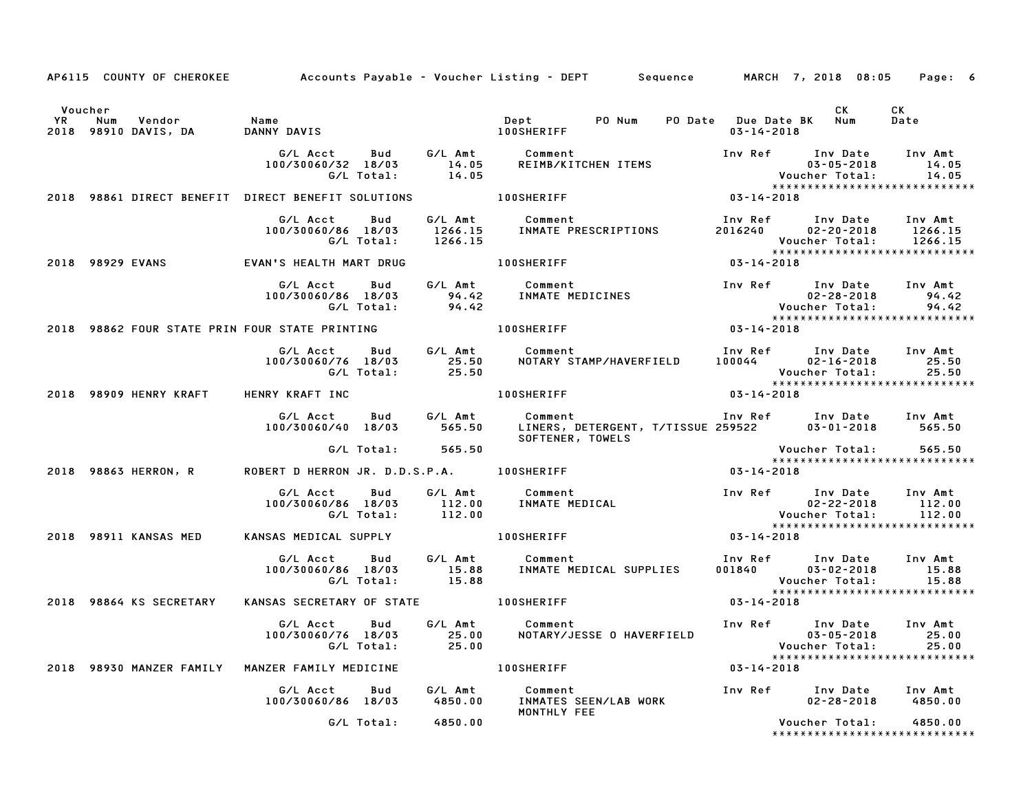AP6115 COUNTY OF CHEROKEE Accounts Payable - Voucher Listing - DEPT Sequence MARCH 7, 2018 08:05 Page: 6

| Voucher YR | Num | Vendor | Name | Dept | PO Num | PO Date | Due Date BK | CK Num | CK Date |
|---|---|---|---|---|---|---|---|---|---|
| 2018 | 98910 | DAVIS, DA | DANNY DAVIS | 100SHERIFF | | | 03-14-2018 | | |

| G/L Acct | Bud | G/L Amt | Comment | Inv Ref | Inv Date | Inv Amt |
|---|---|---|---|---|---|---|
| 100/30060/32 | 18/03 | 14.05 | REIMB/KITCHEN ITEMS | | 03-05-2018 | 14.05 |
| | G/L Total: | 14.05 | | | Voucher Total: | 14.05 |

****************************

| Voucher YR | Num | Vendor | Name | Dept | Due Date |
|---|---|---|---|---|---|
| 2018 | 98861 | DIRECT BENEFIT | DIRECT BENEFIT SOLUTIONS | 100SHERIFF | 03-14-2018 |

| G/L Acct | Bud | G/L Amt | Comment | Inv Ref | Inv Date | Inv Amt |
|---|---|---|---|---|---|---|
| 100/30060/86 | 18/03 | 1266.15 | INMATE PRESCRIPTIONS | 2016240 | 02-20-2018 | 1266.15 |
| | G/L Total: | 1266.15 | | | Voucher Total: | 1266.15 |

****************************

| Voucher YR | Num | Vendor | Name | Dept | Due Date |
|---|---|---|---|---|---|
| 2018 | 98929 | EVANS | EVAN'S HEALTH MART DRUG | 100SHERIFF | 03-14-2018 |

| G/L Acct | Bud | G/L Amt | Comment | Inv Ref | Inv Date | Inv Amt |
|---|---|---|---|---|---|---|
| 100/30060/86 | 18/03 | 94.42 | INMATE MEDICINES | | 02-28-2018 | 94.42 |
| | G/L Total: | 94.42 | | | Voucher Total: | 94.42 |

****************************

| Voucher YR | Num | Vendor | Name | Dept | Due Date |
|---|---|---|---|---|---|
| 2018 | 98862 | FOUR STATE PRIN | FOUR STATE PRINTING | 100SHERIFF | 03-14-2018 |

| G/L Acct | Bud | G/L Amt | Comment | Inv Ref | Inv Date | Inv Amt |
|---|---|---|---|---|---|---|
| 100/30060/76 | 18/03 | 25.50 | NOTARY STAMP/HAVERFIELD | 100044 | 02-16-2018 | 25.50 |
| | G/L Total: | 25.50 | | | Voucher Total: | 25.50 |

****************************

| Voucher YR | Num | Vendor | Name | Dept | Due Date |
|---|---|---|---|---|---|
| 2018 | 98909 | HENRY KRAFT | HENRY KRAFT INC | 100SHERIFF | 03-14-2018 |

| G/L Acct | Bud | G/L Amt | Comment | Inv Ref | Inv Date | Inv Amt |
|---|---|---|---|---|---|---|
| 100/30060/40 | 18/03 | 565.50 | LINERS, DETERGENT, T/TISSUE SOFTENER, TOWELS | 259522 | 03-01-2018 | 565.50 |
| | G/L Total: | 565.50 | | | Voucher Total: | 565.50 |

****************************

| Voucher YR | Num | Vendor | Name | Dept | Due Date |
|---|---|---|---|---|---|
| 2018 | 98863 | HERRON, R | ROBERT D HERRON JR. D.D.S.P.A. | 100SHERIFF | 03-14-2018 |

| G/L Acct | Bud | G/L Amt | Comment | Inv Ref | Inv Date | Inv Amt |
|---|---|---|---|---|---|---|
| 100/30060/86 | 18/03 | 112.00 | INMATE MEDICAL | | 02-22-2018 | 112.00 |
| | G/L Total: | 112.00 | | | Voucher Total: | 112.00 |

****************************

| Voucher YR | Num | Vendor | Name | Dept | Due Date |
|---|---|---|---|---|---|
| 2018 | 98911 | KANSAS MED | KANSAS MEDICAL SUPPLY | 100SHERIFF | 03-14-2018 |

| G/L Acct | Bud | G/L Amt | Comment | Inv Ref | Inv Date | Inv Amt |
|---|---|---|---|---|---|---|
| 100/30060/86 | 18/03 | 15.88 | INMATE MEDICAL SUPPLIES | 001840 | 03-02-2018 | 15.88 |
| | G/L Total: | 15.88 | | | Voucher Total: | 15.88 |

****************************

| Voucher YR | Num | Vendor | Name | Dept | Due Date |
|---|---|---|---|---|---|
| 2018 | 98864 | KS SECRETARY | KANSAS SECRETARY OF STATE | 100SHERIFF | 03-14-2018 |

| G/L Acct | Bud | G/L Amt | Comment | Inv Ref | Inv Date | Inv Amt |
|---|---|---|---|---|---|---|
| 100/30060/76 | 18/03 | 25.00 | NOTARY/JESSE O HAVERFIELD | | 03-05-2018 | 25.00 |
| | G/L Total: | 25.00 | | | Voucher Total: | 25.00 |

****************************

| Voucher YR | Num | Vendor | Name | Dept | Due Date |
|---|---|---|---|---|---|
| 2018 | 98930 | MANZER FAMILY | MANZER FAMILY MEDICINE | 100SHERIFF | 03-14-2018 |

| G/L Acct | Bud | G/L Amt | Comment | Inv Ref | Inv Date | Inv Amt |
|---|---|---|---|---|---|---|
| 100/30060/86 | 18/03 | 4850.00 | INMATES SEEN/LAB WORK MONTHLY FEE | | 02-28-2018 | 4850.00 |
| | G/L Total: | 4850.00 | | | Voucher Total: | 4850.00 |

****************************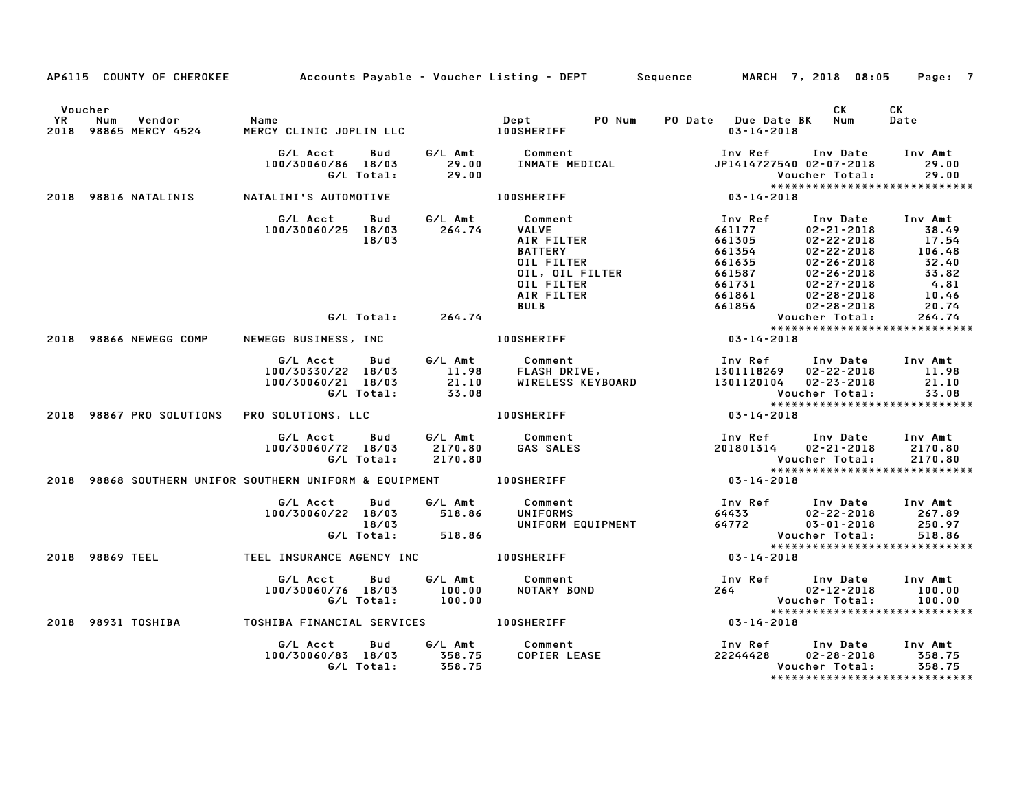AP6115 COUNTY OF CHEROKEE — Accounts Payable - Voucher Listing - DEPT — Sequence — MARCH 7, 2018 08:05

| Voucher YR | Num | Vendor | Name | Dept | PO Num | PO Date | Due Date BK | CK Num | CK Date |
|---|---|---|---|---|---|---|---|---|---|
| 2018 | 98865 | MERCY 4524 | MERCY CLINIC JOPLIN LLC | 100SHERIFF | | | 03-14-2018 | | |

| G/L Acct | Bud | G/L Amt | Comment | Inv Ref | Inv Date | Inv Amt |
|---|---|---|---|---|---|---|
| 100/30060/86 | 18/03 | 29.00 | INMATE MEDICAL | JP1414727540 | 02-07-2018 | 29.00 |
| | G/L Total: | 29.00 | | | Voucher Total: | 29.00 |

******************************

| Voucher YR | Num | Vendor | Name | Dept | PO Num | PO Date | Due Date BK | CK Num | CK Date |
|---|---|---|---|---|---|---|---|---|---|
| 2018 | 98816 | NATALINIS | NATALINI'S AUTOMOTIVE | 100SHERIFF | | | 03-14-2018 | | |

| G/L Acct | Bud | G/L Amt | Comment | Inv Ref | Inv Date | Inv Amt |
|---|---|---|---|---|---|---|
| 100/30060/25 | 18/03 | 264.74 | VALVE | 661177 | 02-21-2018 | 38.49 |
| | 18/03 | | AIR FILTER | 661305 | 02-22-2018 | 17.54 |
| | | | BATTERY | 661354 | 02-22-2018 | 106.48 |
| | | | OIL FILTER | 661635 | 02-26-2018 | 32.40 |
| | | | OIL, OIL FILTER | 661587 | 02-26-2018 | 33.82 |
| | | | OIL FILTER | 661731 | 02-27-2018 | 4.81 |
| | | | AIR FILTER | 661861 | 02-28-2018 | 10.46 |
| | | | BULB | 661856 | 02-28-2018 | 20.74 |
| | G/L Total: | 264.74 | | | Voucher Total: | 264.74 |

******************************

| Voucher YR | Num | Vendor | Name | Dept | PO Num | PO Date | Due Date BK | CK Num | CK Date |
|---|---|---|---|---|---|---|---|---|---|
| 2018 | 98866 | NEWEGG COMP | NEWEGG BUSINESS, INC | 100SHERIFF | | | 03-14-2018 | | |

| G/L Acct | Bud | G/L Amt | Comment | Inv Ref | Inv Date | Inv Amt |
|---|---|---|---|---|---|---|
| 100/30330/22 | 18/03 | 11.98 | FLASH DRIVE, | 1301118269 | 02-22-2018 | 11.98 |
| 100/30060/21 | 18/03 | 21.10 | WIRELESS KEYBOARD | 1301120104 | 02-23-2018 | 21.10 |
| | G/L Total: | 33.08 | | | Voucher Total: | 33.08 |

******************************

| Voucher YR | Num | Vendor | Name | Dept | PO Num | PO Date | Due Date BK | CK Num | CK Date |
|---|---|---|---|---|---|---|---|---|---|
| 2018 | 98867 | PRO SOLUTIONS | PRO SOLUTIONS, LLC | 100SHERIFF | | | 03-14-2018 | | |

| G/L Acct | Bud | G/L Amt | Comment | Inv Ref | Inv Date | Inv Amt |
|---|---|---|---|---|---|---|
| 100/30060/72 | 18/03 | 2170.80 | GAS SALES | 201801314 | 02-21-2018 | 2170.80 |
| | G/L Total: | 2170.80 | | | Voucher Total: | 2170.80 |

******************************

| Voucher YR | Num | Vendor | Name | Dept | PO Num | PO Date | Due Date BK | CK Num | CK Date |
|---|---|---|---|---|---|---|---|---|---|
| 2018 | 98868 | SOUTHERN UNIFOR | SOUTHERN UNIFORM & EQUIPMENT | 100SHERIFF | | | 03-14-2018 | | |

| G/L Acct | Bud | G/L Amt | Comment | Inv Ref | Inv Date | Inv Amt |
|---|---|---|---|---|---|---|
| 100/30060/22 | 18/03 | 518.86 | UNIFORMS | 64433 | 02-22-2018 | 267.89 |
| | 18/03 | | UNIFORM EQUIPMENT | 64772 | 03-01-2018 | 250.97 |
| | G/L Total: | 518.86 | | | Voucher Total: | 518.86 |

******************************

| Voucher YR | Num | Vendor | Name | Dept | PO Num | PO Date | Due Date BK | CK Num | CK Date |
|---|---|---|---|---|---|---|---|---|---|
| 2018 | 98869 | TEEL | TEEL INSURANCE AGENCY INC | 100SHERIFF | | | 03-14-2018 | | |

| G/L Acct | Bud | G/L Amt | Comment | Inv Ref | Inv Date | Inv Amt |
|---|---|---|---|---|---|---|
| 100/30060/76 | 18/03 | 100.00 | NOTARY BOND | 264 | 02-12-2018 | 100.00 |
| | G/L Total: | 100.00 | | | Voucher Total: | 100.00 |

******************************

| Voucher YR | Num | Vendor | Name | Dept | PO Num | PO Date | Due Date BK | CK Num | CK Date |
|---|---|---|---|---|---|---|---|---|---|
| 2018 | 98931 | TOSHIBA | TOSHIBA FINANCIAL SERVICES | 100SHERIFF | | | 03-14-2018 | | |

| G/L Acct | Bud | G/L Amt | Comment | Inv Ref | Inv Date | Inv Amt |
|---|---|---|---|---|---|---|
| 100/30060/83 | 18/03 | 358.75 | COPIER LEASE | 22244428 | 02-28-2018 | 358.75 |
| | G/L Total: | 358.75 | | | Voucher Total: | 358.75 |

******************************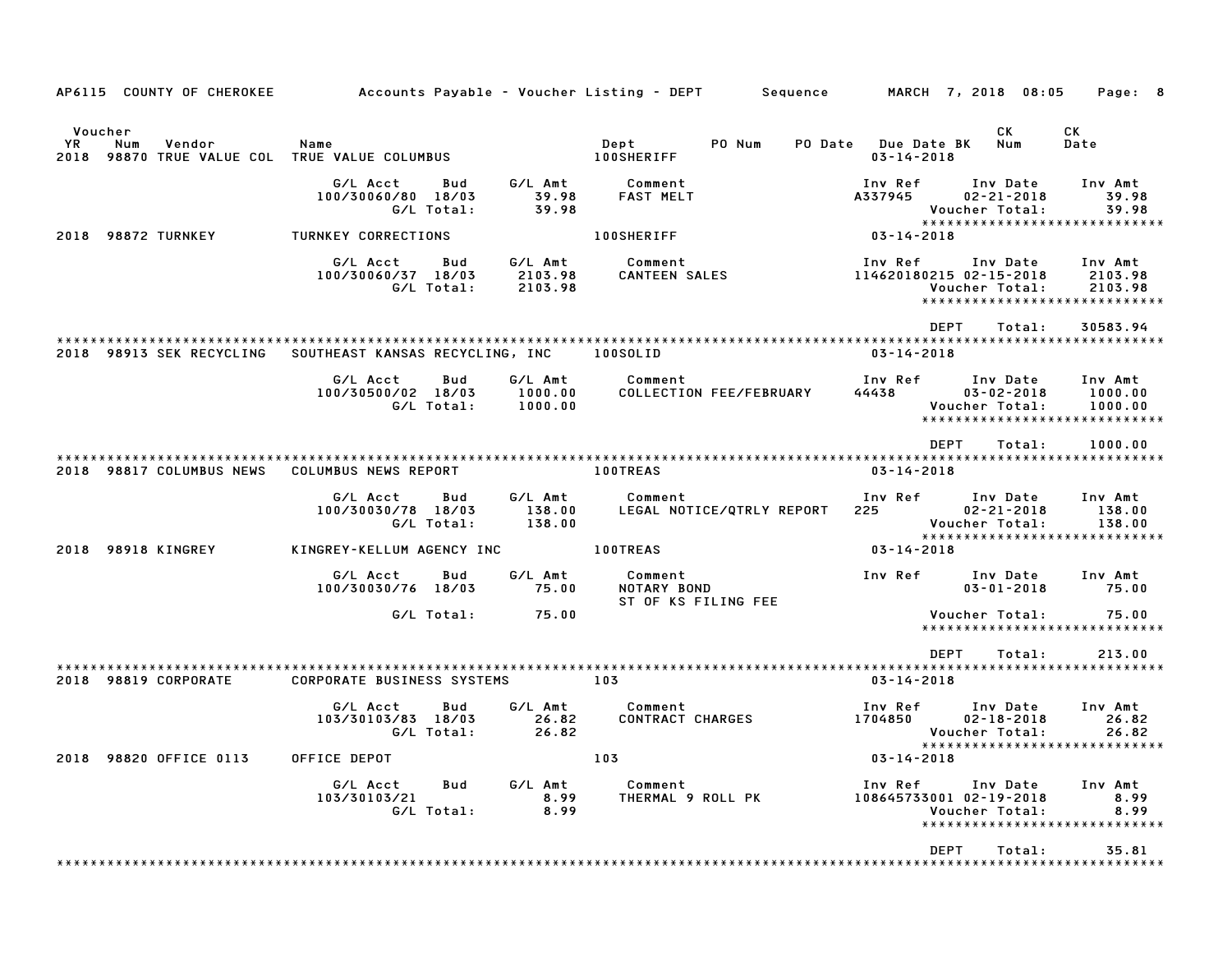AP6115 COUNTY OF CHEROKEE    Accounts Payable - Voucher Listing - DEPT    Sequence    MARCH 7, 2018 08:05

| Voucher YR | Num | Vendor | Name | Dept | PO Num | PO Date | Due Date BK | CK Num | CK Date |
|---|---|---|---|---|---|---|---|---|---|
| 2018 | 98870 | TRUE VALUE COL | TRUE VALUE COLUMBUS | 100SHERIFF | | | 03-14-2018 | | |

| G/L Acct | Bud | G/L Amt | Comment | Inv Ref | Inv Date | Inv Amt |
|---|---|---|---|---|---|---|
| 100/30060/80 | 18/03 | 39.98 | FAST MELT | A337945 | 02-21-2018 | 39.98 |
| | G/L Total: | 39.98 | | | Voucher Total: | 39.98 |

******************************

2018 98872 TURNKEY    TURNKEY CORRECTIONS    100SHERIFF    03-14-2018

| G/L Acct | Bud | G/L Amt | Comment | Inv Ref | Inv Date | Inv Amt |
|---|---|---|---|---|---|---|
| 100/30060/37 | 18/03 | 2103.98 | CANTEEN SALES | 114620180215 | 02-15-2018 | 2103.98 |
| | G/L Total: | 2103.98 | | | Voucher Total: | 2103.98 |

******************************

DEPT Total: 30583.94

******************************

2018 98913 SEK RECYCLING    SOUTHEAST KANSAS RECYCLING, INC    100SOLID    03-14-2018

| G/L Acct | Bud | G/L Amt | Comment | Inv Ref | Inv Date | Inv Amt |
|---|---|---|---|---|---|---|
| 100/30500/02 | 18/03 | 1000.00 | COLLECTION FEE/FEBRUARY | 44438 | 03-02-2018 | 1000.00 |
| | G/L Total: | 1000.00 | | | Voucher Total: | 1000.00 |

******************************

DEPT Total: 1000.00

******************************

2018 98817 COLUMBUS NEWS    COLUMBUS NEWS REPORT    100TREAS    03-14-2018

| G/L Acct | Bud | G/L Amt | Comment | Inv Ref | Inv Date | Inv Amt |
|---|---|---|---|---|---|---|
| 100/30030/78 | 18/03 | 138.00 | LEGAL NOTICE/QTRLY REPORT | 225 | 02-21-2018 | 138.00 |
| | G/L Total: | 138.00 | | | Voucher Total: | 138.00 |

******************************

2018 98918 KINGREY    KINGREY-KELLUM AGENCY INC    100TREAS    03-14-2018

| G/L Acct | Bud | G/L Amt | Comment | Inv Ref | Inv Date | Inv Amt |
|---|---|---|---|---|---|---|
| 100/30030/76 | 18/03 | 75.00 | NOTARY BOND | | 03-01-2018 | 75.00 |
| | | | ST OF KS FILING FEE | | | |
| | G/L Total: | 75.00 | | | Voucher Total: | 75.00 |

******************************

DEPT Total: 213.00

******************************

2018 98819 CORPORATE    CORPORATE BUSINESS SYSTEMS    103    03-14-2018

| G/L Acct | Bud | G/L Amt | Comment | Inv Ref | Inv Date | Inv Amt |
|---|---|---|---|---|---|---|
| 103/30103/83 | 18/03 | 26.82 | CONTRACT CHARGES | 1704850 | 02-18-2018 | 26.82 |
| | G/L Total: | 26.82 | | | Voucher Total: | 26.82 |

******************************

2018 98820 OFFICE 0113    OFFICE DEPOT    103    03-14-2018

| G/L Acct | Bud | G/L Amt | Comment | Inv Ref | Inv Date | Inv Amt |
|---|---|---|---|---|---|---|
| 103/30103/21 | | 8.99 | THERMAL 9 ROLL PK | 108645733001 | 02-19-2018 | 8.99 |
| | G/L Total: | 8.99 | | | Voucher Total: | 8.99 |

******************************

DEPT Total: 35.81

******************************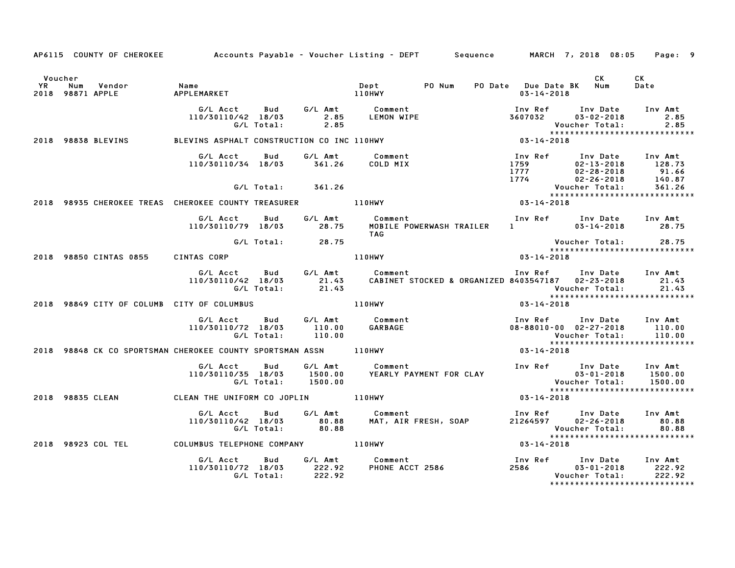AP6115 COUNTY OF CHEROKEE Accounts Payable - Voucher Listing - DEPT Sequence MARCH 7, 2018 08:05 Page: 9

| Voucher YR | Num | Vendor | Name | Dept | PO Num | PO Date | Due Date BK | CK Num | CK Date |
|---|---|---|---|---|---|---|---|---|---|
| 2018 | 98871 | APPLE | APPLEMARKET | 110HWY | | | 03-14-2018 | | |

| G/L Acct | Bud | G/L Amt | Comment | Inv Ref | Inv Date | Inv Amt |
|---|---|---|---|---|---|---|
| 110/30110/42 | 18/03 | 2.85 | LEMON WIPE | 3607032 | 03-02-2018 | 2.85 |
| | G/L Total: | 2.85 | | | Voucher Total: | 2.85 |

******************************

| 2018 | 98838 | BLEVINS | BLEVINS ASPHALT CONSTRUCTION CO INC | 110HWY | 03-14-2018 |
|---|---|---|---|---|---|

| G/L Acct | Bud | G/L Amt | Comment | Inv Ref | Inv Date | Inv Amt |
|---|---|---|---|---|---|---|
| 110/30110/34 | 18/03 | 361.26 | COLD MIX | 1759 | 02-13-2018 | 128.73 |
| | | | | 1777 | 02-28-2018 | 91.66 |
| | | | | 1774 | 02-26-2018 | 140.87 |
| | G/L Total: | 361.26 | | | Voucher Total: | 361.26 |

******************************

| 2018 | 98935 | CHEROKEE TREAS | CHEROKEE COUNTY TREASURER | 110HWY | 03-14-2018 |
|---|---|---|---|---|---|

| G/L Acct | Bud | G/L Amt | Comment | Inv Ref | Inv Date | Inv Amt |
|---|---|---|---|---|---|---|
| 110/30110/79 | 18/03 | 28.75 | MOBILE POWERWASH TRAILER TAG | 1 | 03-14-2018 | 28.75 |
| | G/L Total: | 28.75 | | | Voucher Total: | 28.75 |

******************************

| 2018 | 98850 | CINTAS 0855 | CINTAS CORP | 110HWY | 03-14-2018 |
|---|---|---|---|---|---|

| G/L Acct | Bud | G/L Amt | Comment | Inv Ref | Inv Date | Inv Amt |
|---|---|---|---|---|---|---|
| 110/30110/42 | 18/03 | 21.43 | CABINET STOCKED & ORGANIZED | 8403547187 | 02-23-2018 | 21.43 |
| | G/L Total: | 21.43 | | | Voucher Total: | 21.43 |

******************************

| 2018 | 98849 | CITY OF COLUMB | CITY OF COLUMBUS | 110HWY | 03-14-2018 |
|---|---|---|---|---|---|

| G/L Acct | Bud | G/L Amt | Comment | Inv Ref | Inv Date | Inv Amt |
|---|---|---|---|---|---|---|
| 110/30110/72 | 18/03 | 110.00 | GARBAGE | 08-88010-00 | 02-27-2018 | 110.00 |
| | G/L Total: | 110.00 | | | Voucher Total: | 110.00 |

******************************

| 2018 | 98848 | CK CO SPORTSMAN | CHEROKEE COUNTY SPORTSMAN ASSN | 110HWY | 03-14-2018 |
|---|---|---|---|---|---|

| G/L Acct | Bud | G/L Amt | Comment | Inv Ref | Inv Date | Inv Amt |
|---|---|---|---|---|---|---|
| 110/30110/35 | 18/03 | 1500.00 | YEARLY PAYMENT FOR CLAY | | 03-01-2018 | 1500.00 |
| | G/L Total: | 1500.00 | | | Voucher Total: | 1500.00 |

******************************

| 2018 | 98835 | CLEAN | CLEAN THE UNIFORM CO JOPLIN | 110HWY | 03-14-2018 |
|---|---|---|---|---|---|

| G/L Acct | Bud | G/L Amt | Comment | Inv Ref | Inv Date | Inv Amt |
|---|---|---|---|---|---|---|
| 110/30110/42 | 18/03 | 80.88 | MAT, AIR FRESH, SOAP | 21264597 | 02-26-2018 | 80.88 |
| | G/L Total: | 80.88 | | | Voucher Total: | 80.88 |

******************************

| 2018 | 98923 | COL TEL | COLUMBUS TELEPHONE COMPANY | 110HWY | 03-14-2018 |
|---|---|---|---|---|---|

| G/L Acct | Bud | G/L Amt | Comment | Inv Ref | Inv Date | Inv Amt |
|---|---|---|---|---|---|---|
| 110/30110/72 | 18/03 | 222.92 | PHONE ACCT 2586 | 2586 | 03-01-2018 | 222.92 |
| | G/L Total: | 222.92 | | | Voucher Total: | 222.92 |

******************************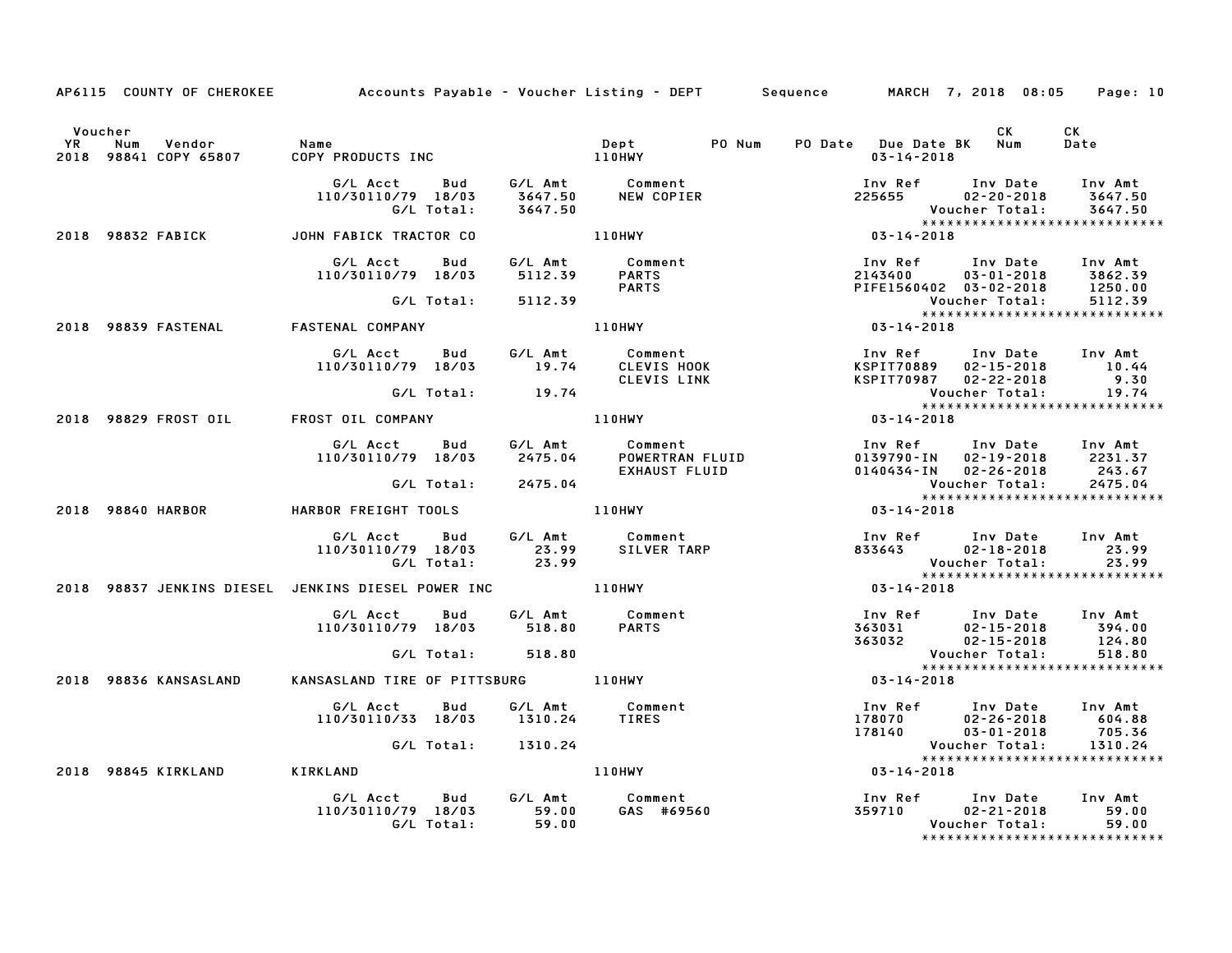AP6115 COUNTY OF CHEROKEE — Accounts Payable - Voucher Listing - DEPT — Sequence — MARCH 7, 2018 08:05

| Voucher YR | Num | Vendor | Name | Dept | PO Num | PO Date | Due Date BK | CK Num | CK Date |
|---|---|---|---|---|---|---|---|---|---|
| 2018 | 98841 | COPY 65807 | COPY PRODUCTS INC | 110HWY | | | 03-14-2018 | | |

| G/L Acct | Bud | G/L Amt | Comment | Inv Ref | Inv Date | Inv Amt |
|---|---|---|---|---|---|---|
| 110/30110/79 | 18/03 | 3647.50 | NEW COPIER | 225655 | 02-20-2018 | 3647.50 |
| | G/L Total: | 3647.50 | | | Voucher Total: | 3647.50 |

******************************

| Voucher YR | Num | Vendor | Name | Dept | Due Date |
|---|---|---|---|---|---|
| 2018 | 98832 | FABICK | JOHN FABICK TRACTOR CO | 110HWY | 03-14-2018 |

| G/L Acct | Bud | G/L Amt | Comment | Inv Ref | Inv Date | Inv Amt |
|---|---|---|---|---|---|---|
| 110/30110/79 | 18/03 | 5112.39 | PARTS | 2143400 | 03-01-2018 | 3862.39 |
| | | | PARTS | PIFE1560402 | 03-02-2018 | 1250.00 |
| | G/L Total: | 5112.39 | | | Voucher Total: | 5112.39 |

******************************

| Voucher YR | Num | Vendor | Name | Dept | Due Date |
|---|---|---|---|---|---|
| 2018 | 98839 | FASTENAL | FASTENAL COMPANY | 110HWY | 03-14-2018 |

| G/L Acct | Bud | G/L Amt | Comment | Inv Ref | Inv Date | Inv Amt |
|---|---|---|---|---|---|---|
| 110/30110/79 | 18/03 | 19.74 | CLEVIS HOOK | KSPIT70889 | 02-15-2018 | 10.44 |
| | | | CLEVIS LINK | KSPIT70987 | 02-22-2018 | 9.30 |
| | G/L Total: | 19.74 | | | Voucher Total: | 19.74 |

******************************

| Voucher YR | Num | Vendor | Name | Dept | Due Date |
|---|---|---|---|---|---|
| 2018 | 98829 | FROST OIL | FROST OIL COMPANY | 110HWY | 03-14-2018 |

| G/L Acct | Bud | G/L Amt | Comment | Inv Ref | Inv Date | Inv Amt |
|---|---|---|---|---|---|---|
| 110/30110/79 | 18/03 | 2475.04 | POWERTRAN FLUID | 0139790-IN | 02-19-2018 | 2231.37 |
| | | | EXHAUST FLUID | 0140434-IN | 02-26-2018 | 243.67 |
| | G/L Total: | 2475.04 | | | Voucher Total: | 2475.04 |

******************************

| Voucher YR | Num | Vendor | Name | Dept | Due Date |
|---|---|---|---|---|---|
| 2018 | 98840 | HARBOR | HARBOR FREIGHT TOOLS | 110HWY | 03-14-2018 |

| G/L Acct | Bud | G/L Amt | Comment | Inv Ref | Inv Date | Inv Amt |
|---|---|---|---|---|---|---|
| 110/30110/79 | 18/03 | 23.99 | SILVER TARP | 833643 | 02-18-2018 | 23.99 |
| | G/L Total: | 23.99 | | | Voucher Total: | 23.99 |

******************************

| Voucher YR | Num | Vendor | Name | Dept | Due Date |
|---|---|---|---|---|---|
| 2018 | 98837 | JENKINS DIESEL | JENKINS DIESEL POWER INC | 110HWY | 03-14-2018 |

| G/L Acct | Bud | G/L Amt | Comment | Inv Ref | Inv Date | Inv Amt |
|---|---|---|---|---|---|---|
| 110/30110/79 | 18/03 | 518.80 | PARTS | 363031 | 02-15-2018 | 394.00 |
| | | | | 363032 | 02-15-2018 | 124.80 |
| | G/L Total: | 518.80 | | | Voucher Total: | 518.80 |

******************************

| Voucher YR | Num | Vendor | Name | Dept | Due Date |
|---|---|---|---|---|---|
| 2018 | 98836 | KANSASLAND | KANSASLAND TIRE OF PITTSBURG | 110HWY | 03-14-2018 |

| G/L Acct | Bud | G/L Amt | Comment | Inv Ref | Inv Date | Inv Amt |
|---|---|---|---|---|---|---|
| 110/30110/33 | 18/03 | 1310.24 | TIRES | 178070 | 02-26-2018 | 604.88 |
| | | | | 178140 | 03-01-2018 | 705.36 |
| | G/L Total: | 1310.24 | | | Voucher Total: | 1310.24 |

******************************

| Voucher YR | Num | Vendor | Name | Dept | Due Date |
|---|---|---|---|---|---|
| 2018 | 98845 | KIRKLAND | KIRKLAND | 110HWY | 03-14-2018 |

| G/L Acct | Bud | G/L Amt | Comment | Inv Ref | Inv Date | Inv Amt |
|---|---|---|---|---|---|---|
| 110/30110/79 | 18/03 | 59.00 | GAS #69560 | 359710 | 02-21-2018 | 59.00 |
| | G/L Total: | 59.00 | | | Voucher Total: | 59.00 |

******************************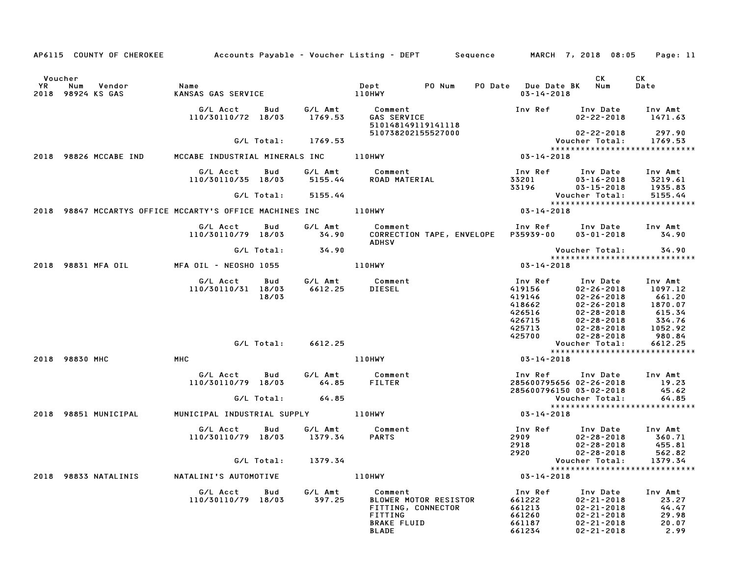AP6115 COUNTY OF CHEROKEE — Accounts Payable - Voucher Listing - DEPT — Sequence — MARCH 7, 2018 08:05

| Voucher YR | Num | Vendor | Name | Dept | PO Num | PO Date | Due Date BK | CK Num | CK Date |
|---|---|---|---|---|---|---|---|---|---|
| 2018 | 98924 | KS GAS | KANSAS GAS SERVICE | 110HWY | | | 03-14-2018 | | |

| G/L Acct | Bud | G/L Amt | Comment | Inv Ref | Inv Date | Inv Amt |
|---|---|---|---|---|---|---|
| 110/30110/72 | 18/03 | 1769.53 | GAS SERVICE 510148149119141118 | | 02-22-2018 | 1471.63 |
| | | | 510738202155527000 | | 02-22-2018 | 297.90 |
| | G/L Total: | 1769.53 | | | Voucher Total: | 1769.53 |

| Voucher YR | Num | Vendor | Name | Dept | Due Date BK |
|---|---|---|---|---|---|
| 2018 | 98826 | MCCABE IND | MCCABE INDUSTRIAL MINERALS INC | 110HWY | 03-14-2018 |

| G/L Acct | Bud | G/L Amt | Comment | Inv Ref | Inv Date | Inv Amt |
|---|---|---|---|---|---|---|
| 110/30110/35 | 18/03 | 5155.44 | ROAD MATERIAL | 33201 | 03-16-2018 | 3219.61 |
| | | | | 33196 | 03-15-2018 | 1935.83 |
| | G/L Total: | 5155.44 | | | Voucher Total: | 5155.44 |

| Voucher YR | Num | Vendor | Name | Dept | Due Date BK |
|---|---|---|---|---|---|
| 2018 | 98847 | MCCARTYS OFFICE | MCCARTY'S OFFICE MACHINES INC | 110HWY | 03-14-2018 |

| G/L Acct | Bud | G/L Amt | Comment | Inv Ref | Inv Date | Inv Amt |
|---|---|---|---|---|---|---|
| 110/30110/79 | 18/03 | 34.90 | CORRECTION TAPE, ENVELOPE ADHSV | P35939-00 | 03-01-2018 | 34.90 |
| | G/L Total: | 34.90 | | | Voucher Total: | 34.90 |

| Voucher YR | Num | Vendor | Name | Dept | Due Date BK |
|---|---|---|---|---|---|
| 2018 | 98831 | MFA OIL | MFA OIL - NEOSHO 1055 | 110HWY | 03-14-2018 |

| G/L Acct | Bud | G/L Amt | Comment | Inv Ref | Inv Date | Inv Amt |
|---|---|---|---|---|---|---|
| 110/30110/31 | 18/03 | 6612.25 | DIESEL | 419156 | 02-26-2018 | 1097.12 |
| | 18/03 | | | 419146 | 02-26-2018 | 661.20 |
| | | | | 418662 | 02-26-2018 | 1870.07 |
| | | | | 426516 | 02-28-2018 | 615.34 |
| | | | | 426715 | 02-28-2018 | 334.76 |
| | | | | 425713 | 02-28-2018 | 1052.92 |
| | | | | 425700 | 02-28-2018 | 980.84 |
| | G/L Total: | 6612.25 | | | Voucher Total: | 6612.25 |

| Voucher YR | Num | Vendor | Name | Dept | Due Date BK |
|---|---|---|---|---|---|
| 2018 | 98830 | MHC | MHC | 110HWY | 03-14-2018 |

| G/L Acct | Bud | G/L Amt | Comment | Inv Ref | Inv Date | Inv Amt |
|---|---|---|---|---|---|---|
| 110/30110/79 | 18/03 | 64.85 | FILTER | 285600795656 | 02-26-2018 | 19.23 |
| | | | | 285600796150 | 03-02-2018 | 45.62 |
| | G/L Total: | 64.85 | | | Voucher Total: | 64.85 |

| Voucher YR | Num | Vendor | Name | Dept | Due Date BK |
|---|---|---|---|---|---|
| 2018 | 98851 | MUNICIPAL | MUNICIPAL INDUSTRIAL SUPPLY | 110HWY | 03-14-2018 |

| G/L Acct | Bud | G/L Amt | Comment | Inv Ref | Inv Date | Inv Amt |
|---|---|---|---|---|---|---|
| 110/30110/79 | 18/03 | 1379.34 | PARTS | 2909 | 02-28-2018 | 360.71 |
| | | | | 2918 | 02-28-2018 | 455.81 |
| | | | | 2920 | 02-28-2018 | 562.82 |
| | G/L Total: | 1379.34 | | | Voucher Total: | 1379.34 |

| Voucher YR | Num | Vendor | Name | Dept | Due Date BK |
|---|---|---|---|---|---|
| 2018 | 98833 | NATALINIS | NATALINI'S AUTOMOTIVE | 110HWY | 03-14-2018 |

| G/L Acct | Bud | G/L Amt | Comment | Inv Ref | Inv Date | Inv Amt |
|---|---|---|---|---|---|---|
| 110/30110/79 | 18/03 | 397.25 | BLOWER MOTOR RESISTOR | 661222 | 02-21-2018 | 23.27 |
| | | | FITTING, CONNECTOR | 661213 | 02-21-2018 | 44.47 |
| | | | FITTING | 661260 | 02-21-2018 | 29.98 |
| | | | BRAKE FLUID | 661187 | 02-21-2018 | 20.07 |
| | | | BLADE | 661234 | 02-21-2018 | 2.99 |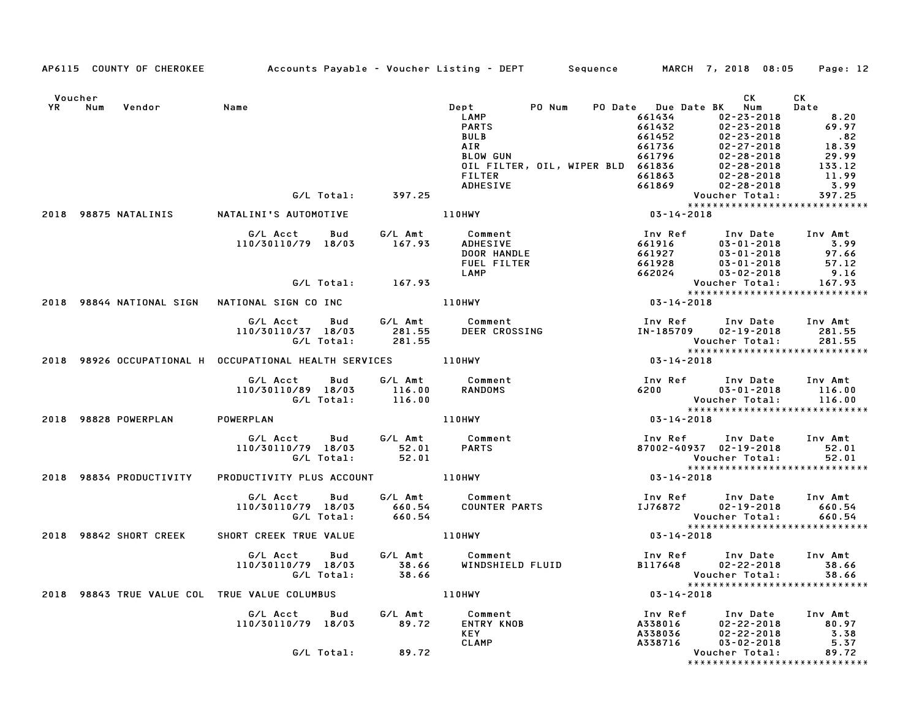AP6115 COUNTY OF CHEROKEE — Accounts Payable - Voucher Listing - DEPT — Sequence — MARCH 7, 2018 08:05

| Voucher YR | Num | Vendor | Name | Dept | PO Num | PO Date | Due Date BK | CK Num | CK Date |
|---|---|---|---|---|---|---|---|---|---|

| | | | | Comment | Inv Ref | Inv Date | Inv Amt |
|---|---|---|---|---|---|---|---|
| | | | | LAMP | 661434 | 02-23-2018 | 8.20 |
| | | | | PARTS | 661432 | 02-23-2018 | 69.97 |
| | | | | BULB | 661452 | 02-23-2018 | .82 |
| | | | | AIR | 661736 | 02-27-2018 | 18.39 |
| | | | | BLOW GUN | 661796 | 02-28-2018 | 29.99 |
| | | | | OIL FILTER, OIL, WIPER BLD | 661836 | 02-28-2018 | 133.12 |
| | | | | FILTER | 661863 | 02-28-2018 | 11.99 |
| | | | | ADHESIVE | 661869 | 02-28-2018 | 3.99 |
| G/L Total: | | | 397.25 | | | Voucher Total: | 397.25 |

******************************

**2018 98875 NATALINIS — NATALINI'S AUTOMOTIVE — 110HWY — 03-14-2018**

| G/L Acct | Bud | G/L Amt | Comment | Inv Ref | Inv Date | Inv Amt |
|---|---|---|---|---|---|---|
| 110/30110/79 | 18/03 | 167.93 | ADHESIVE | 661916 | 03-01-2018 | 3.99 |
| | | | DOOR HANDLE | 661927 | 03-01-2018 | 97.66 |
| | | | FUEL FILTER | 661928 | 03-01-2018 | 57.12 |
| | | | LAMP | 662024 | 03-02-2018 | 9.16 |
| G/L Total: | | 167.93 | | | Voucher Total: | 167.93 |

******************************

**2018 98844 NATIONAL SIGN — NATIONAL SIGN CO INC — 110HWY — 03-14-2018**

| G/L Acct | Bud | G/L Amt | Comment | Inv Ref | Inv Date | Inv Amt |
|---|---|---|---|---|---|---|
| 110/30110/37 | 18/03 | 281.55 | DEER CROSSING | IN-185709 | 02-19-2018 | 281.55 |
| G/L Total: | | 281.55 | | | Voucher Total: | 281.55 |

******************************

**2018 98926 OCCUPATIONAL H — OCCUPATIONAL HEALTH SERVICES — 110HWY — 03-14-2018**

| G/L Acct | Bud | G/L Amt | Comment | Inv Ref | Inv Date | Inv Amt |
|---|---|---|---|---|---|---|
| 110/30110/89 | 18/03 | 116.00 | RANDOMS | 6200 | 03-01-2018 | 116.00 |
| G/L Total: | | 116.00 | | | Voucher Total: | 116.00 |

******************************

**2018 98828 POWERPLAN — POWERPLAN — 110HWY — 03-14-2018**

| G/L Acct | Bud | G/L Amt | Comment | Inv Ref | Inv Date | Inv Amt |
|---|---|---|---|---|---|---|
| 110/30110/79 | 18/03 | 52.01 | PARTS | 87002-40937 | 02-19-2018 | 52.01 |
| G/L Total: | | 52.01 | | | Voucher Total: | 52.01 |

******************************

**2018 98834 PRODUCTIVITY — PRODUCTIVITY PLUS ACCOUNT — 110HWY — 03-14-2018**

| G/L Acct | Bud | G/L Amt | Comment | Inv Ref | Inv Date | Inv Amt |
|---|---|---|---|---|---|---|
| 110/30110/79 | 18/03 | 660.54 | COUNTER PARTS | IJ76872 | 02-19-2018 | 660.54 |
| G/L Total: | | 660.54 | | | Voucher Total: | 660.54 |

******************************

**2018 98842 SHORT CREEK — SHORT CREEK TRUE VALUE — 110HWY — 03-14-2018**

| G/L Acct | Bud | G/L Amt | Comment | Inv Ref | Inv Date | Inv Amt |
|---|---|---|---|---|---|---|
| 110/30110/79 | 18/03 | 38.66 | WINDSHIELD FLUID | B117648 | 02-22-2018 | 38.66 |
| G/L Total: | | 38.66 | | | Voucher Total: | 38.66 |

******************************

**2018 98843 TRUE VALUE COL — TRUE VALUE COLUMBUS — 110HWY — 03-14-2018**

| G/L Acct | Bud | G/L Amt | Comment | Inv Ref | Inv Date | Inv Amt |
|---|---|---|---|---|---|---|
| 110/30110/79 | 18/03 | 89.72 | ENTRY KNOB | A338016 | 02-22-2018 | 80.97 |
| | | | KEY | A338036 | 02-22-2018 | 3.38 |
| | | | CLAMP | A338716 | 03-02-2018 | 5.37 |
| G/L Total: | | 89.72 | | | Voucher Total: | 89.72 |

******************************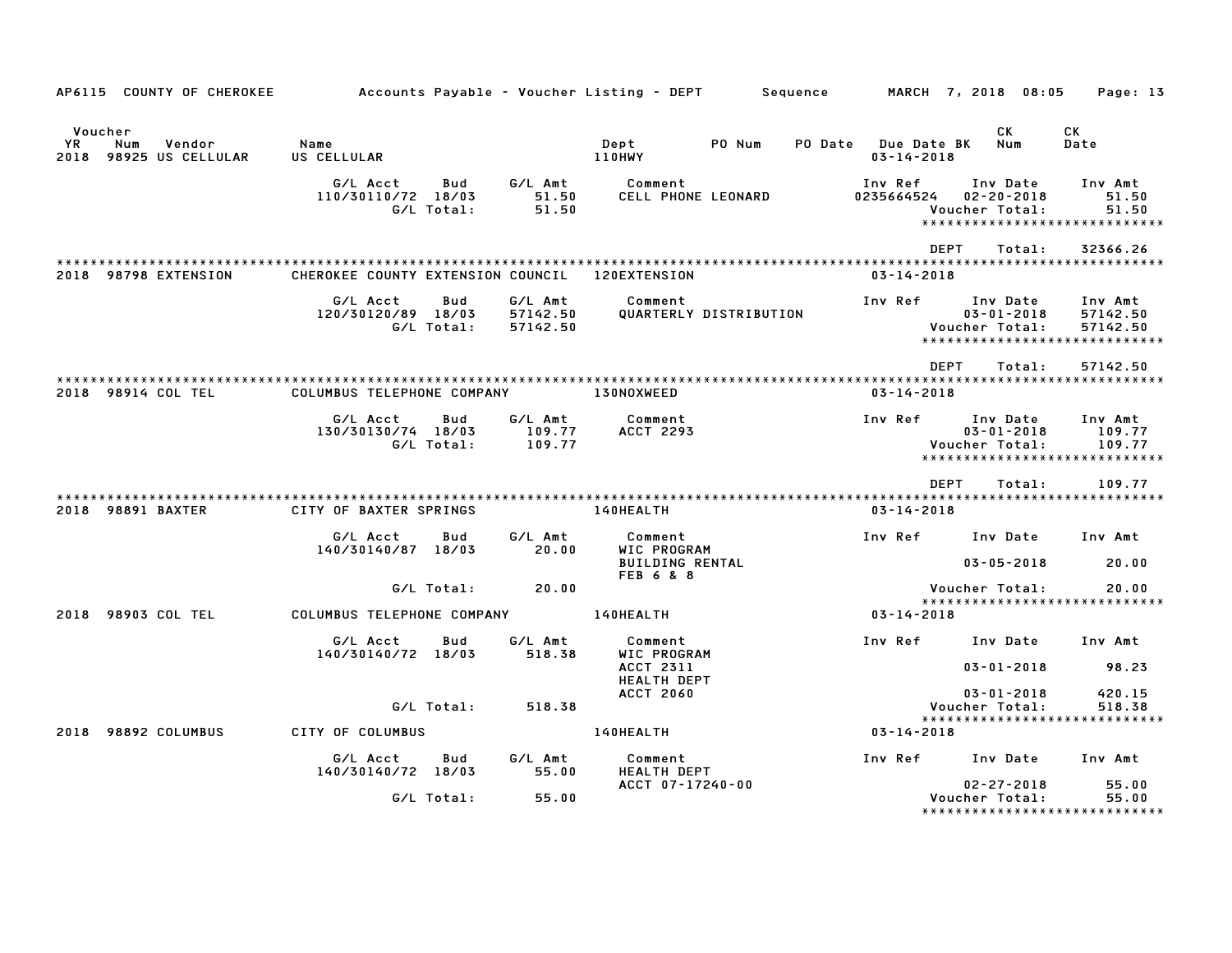AP6115 COUNTY OF CHEROKEE Accounts Payable - Voucher Listing - DEPT Sequence MARCH 7, 2018 08:05

| Voucher YR | Num | Vendor | Name | Dept | PO Num | PO Date | Due Date BK | CK Num | CK Date |
|---|---|---|---|---|---|---|---|---|---|
| 2018 | 98925 | US CELLULAR | US CELLULAR | 110HWY | | | 03-14-2018 | | |

| G/L Acct | Bud | G/L Amt | Comment | Inv Ref | Inv Date | Inv Amt |
|---|---|---|---|---|---|---|
| 110/30110/72 | 18/03 | 51.50 | CELL PHONE LEONARD | 0235664524 | 02-20-2018 | 51.50 |
| | G/L Total: | 51.50 | | | Voucher Total: | 51.50 |

DEPT Total: 32366.26

| YR | Num | Vendor | Name | Dept | Due Date |
|---|---|---|---|---|---|
| 2018 | 98798 | EXTENSION | CHEROKEE COUNTY EXTENSION COUNCIL | 120EXTENSION | 03-14-2018 |

| G/L Acct | Bud | G/L Amt | Comment | Inv Ref | Inv Date | Inv Amt |
|---|---|---|---|---|---|---|
| 120/30120/89 | 18/03 | 57142.50 | QUARTERLY DISTRIBUTION | | 03-01-2018 | 57142.50 |
| | G/L Total: | 57142.50 | | | Voucher Total: | 57142.50 |

DEPT Total: 57142.50

| YR | Num | Vendor | Name | Dept | Due Date |
|---|---|---|---|---|---|
| 2018 | 98914 | COL TEL | COLUMBUS TELEPHONE COMPANY | 130NOXWEED | 03-14-2018 |

| G/L Acct | Bud | G/L Amt | Comment | Inv Ref | Inv Date | Inv Amt |
|---|---|---|---|---|---|---|
| 130/30130/74 | 18/03 | 109.77 | ACCT 2293 | | 03-01-2018 | 109.77 |
| | G/L Total: | 109.77 | | | Voucher Total: | 109.77 |

DEPT Total: 109.77

| YR | Num | Vendor | Name | Dept | Due Date |
|---|---|---|---|---|---|
| 2018 | 98891 | BAXTER | CITY OF BAXTER SPRINGS | 140HEALTH | 03-14-2018 |

| G/L Acct | Bud | G/L Amt | Comment | Inv Ref | Inv Date | Inv Amt |
|---|---|---|---|---|---|---|
| 140/30140/87 | 18/03 | 20.00 | WIC PROGRAM | | | |
| | | | BUILDING RENTAL | | 03-05-2018 | 20.00 |
| | | | FEB 6 & 8 | | | |
| | G/L Total: | 20.00 | | | Voucher Total: | 20.00 |

| YR | Num | Vendor | Name | Dept | Due Date |
|---|---|---|---|---|---|
| 2018 | 98903 | COL TEL | COLUMBUS TELEPHONE COMPANY | 140HEALTH | 03-14-2018 |

| G/L Acct | Bud | G/L Amt | Comment | Inv Ref | Inv Date | Inv Amt |
|---|---|---|---|---|---|---|
| 140/30140/72 | 18/03 | 518.38 | WIC PROGRAM | | | |
| | | | ACCT 2311 | | 03-01-2018 | 98.23 |
| | | | HEALTH DEPT | | | |
| | | | ACCT 2060 | | 03-01-2018 | 420.15 |
| | G/L Total: | 518.38 | | | Voucher Total: | 518.38 |

| YR | Num | Vendor | Name | Dept | Due Date |
|---|---|---|---|---|---|
| 2018 | 98892 | COLUMBUS | CITY OF COLUMBUS | 140HEALTH | 03-14-2018 |

| G/L Acct | Bud | G/L Amt | Comment | Inv Ref | Inv Date | Inv Amt |
|---|---|---|---|---|---|---|
| 140/30140/72 | 18/03 | 55.00 | HEALTH DEPT | | | |
| | | | ACCT 07-17240-00 | | 02-27-2018 | 55.00 |
| | G/L Total: | 55.00 | | | Voucher Total: | 55.00 |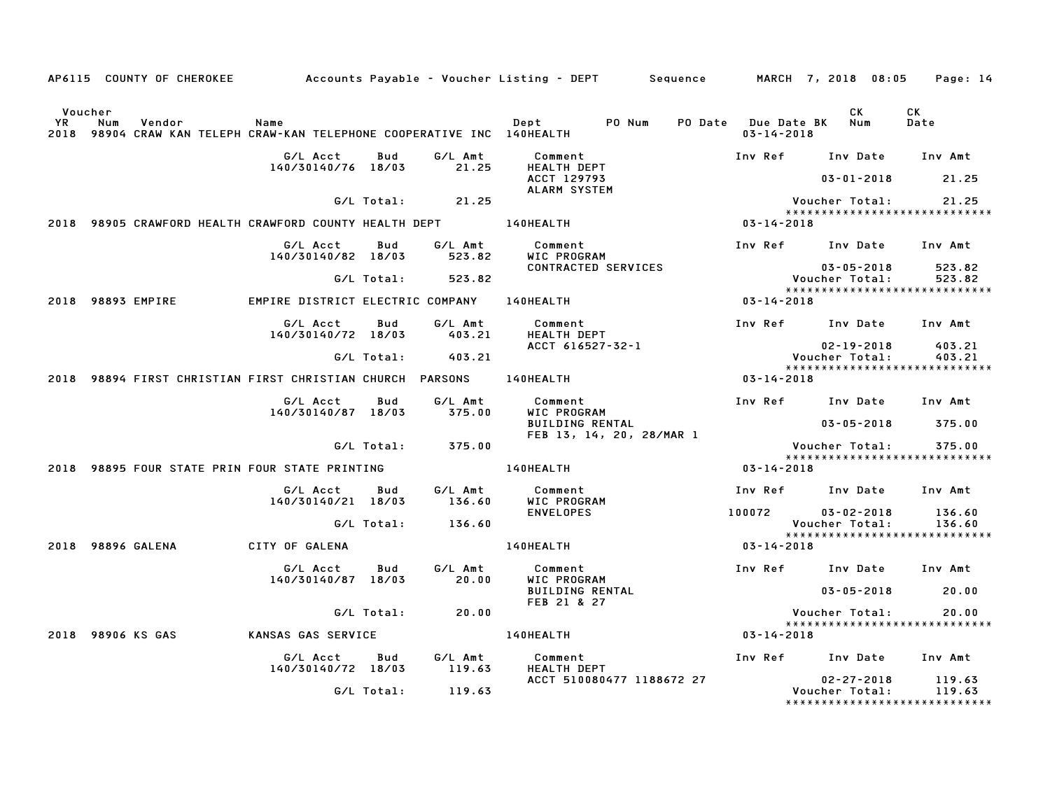AP6115 COUNTY OF CHEROKEE Accounts Payable - Voucher Listing - DEPT Sequence MARCH 7, 2018 08:05

| Voucher YR | Num | Vendor | Name | Dept | PO Num | PO Date | Due Date BK | CK Num | CK Date |
|---|---|---|---|---|---|---|---|---|---|
| 2018 | 98904 | CRAW KAN TELEPH | CRAW-KAN TELEPHONE COOPERATIVE INC | 140HEALTH | | | 03-14-2018 | | |

| G/L Acct | Bud | G/L Amt | Comment | Inv Ref | Inv Date | Inv Amt |
|---|---|---|---|---|---|---|
| 140/30140/76 | 18/03 | 21.25 | HEALTH DEPT ACCT 129793 ALARM SYSTEM | | 03-01-2018 | 21.25 |
| | G/L Total: | 21.25 | | | Voucher Total: | 21.25 |

*****************************

| Voucher YR | Num | Vendor | Name | Dept | PO Num | PO Date | Due Date BK | CK Num | CK Date |
|---|---|---|---|---|---|---|---|---|---|
| 2018 | 98905 | CRAWFORD HEALTH | CRAWFORD COUNTY HEALTH DEPT | 140HEALTH | | | 03-14-2018 | | |

| G/L Acct | Bud | G/L Amt | Comment | Inv Ref | Inv Date | Inv Amt |
|---|---|---|---|---|---|---|
| 140/30140/82 | 18/03 | 523.82 | WIC PROGRAM CONTRACTED SERVICES | | 03-05-2018 | 523.82 |
| | G/L Total: | 523.82 | | | Voucher Total: | 523.82 |

*****************************

| Voucher YR | Num | Vendor | Name | Dept | PO Num | PO Date | Due Date BK | CK Num | CK Date |
|---|---|---|---|---|---|---|---|---|---|
| 2018 | 98893 | EMPIRE | EMPIRE DISTRICT ELECTRIC COMPANY | 140HEALTH | | | 03-14-2018 | | |

| G/L Acct | Bud | G/L Amt | Comment | Inv Ref | Inv Date | Inv Amt |
|---|---|---|---|---|---|---|
| 140/30140/72 | 18/03 | 403.21 | HEALTH DEPT ACCT 616527-32-1 | | 02-19-2018 | 403.21 |
| | G/L Total: | 403.21 | | | Voucher Total: | 403.21 |

*****************************

| Voucher YR | Num | Vendor | Name | Dept | PO Num | PO Date | Due Date BK | CK Num | CK Date |
|---|---|---|---|---|---|---|---|---|---|
| 2018 | 98894 | FIRST CHRISTIAN | FIRST CHRISTIAN CHURCH PARSONS | 140HEALTH | | | 03-14-2018 | | |

| G/L Acct | Bud | G/L Amt | Comment | Inv Ref | Inv Date | Inv Amt |
|---|---|---|---|---|---|---|
| 140/30140/87 | 18/03 | 375.00 | WIC PROGRAM BUILDING RENTAL FEB 13, 14, 20, 28/MAR 1 | | 03-05-2018 | 375.00 |
| | G/L Total: | 375.00 | | | Voucher Total: | 375.00 |

*****************************

| Voucher YR | Num | Vendor | Name | Dept | PO Num | PO Date | Due Date BK | CK Num | CK Date |
|---|---|---|---|---|---|---|---|---|---|
| 2018 | 98895 | FOUR STATE PRIN | FOUR STATE PRINTING | 140HEALTH | | | 03-14-2018 | | |

| G/L Acct | Bud | G/L Amt | Comment | Inv Ref | Inv Date | Inv Amt |
|---|---|---|---|---|---|---|
| 140/30140/21 | 18/03 | 136.60 | WIC PROGRAM ENVELOPES | 100072 | 03-02-2018 | 136.60 |
| | G/L Total: | 136.60 | | | Voucher Total: | 136.60 |

*****************************

| Voucher YR | Num | Vendor | Name | Dept | PO Num | PO Date | Due Date BK | CK Num | CK Date |
|---|---|---|---|---|---|---|---|---|---|
| 2018 | 98896 | GALENA | CITY OF GALENA | 140HEALTH | | | 03-14-2018 | | |

| G/L Acct | Bud | G/L Amt | Comment | Inv Ref | Inv Date | Inv Amt |
|---|---|---|---|---|---|---|
| 140/30140/87 | 18/03 | 20.00 | WIC PROGRAM BUILDING RENTAL FEB 21 & 27 | | 03-05-2018 | 20.00 |
| | G/L Total: | 20.00 | | | Voucher Total: | 20.00 |

*****************************

| Voucher YR | Num | Vendor | Name | Dept | PO Num | PO Date | Due Date BK | CK Num | CK Date |
|---|---|---|---|---|---|---|---|---|---|
| 2018 | 98906 | KS GAS | KANSAS GAS SERVICE | 140HEALTH | | | 03-14-2018 | | |

| G/L Acct | Bud | G/L Amt | Comment | Inv Ref | Inv Date | Inv Amt |
|---|---|---|---|---|---|---|
| 140/30140/72 | 18/03 | 119.63 | HEALTH DEPT ACCT 510080477 1188672 27 | | 02-27-2018 | 119.63 |
| | G/L Total: | 119.63 | | | Voucher Total: | 119.63 |

*****************************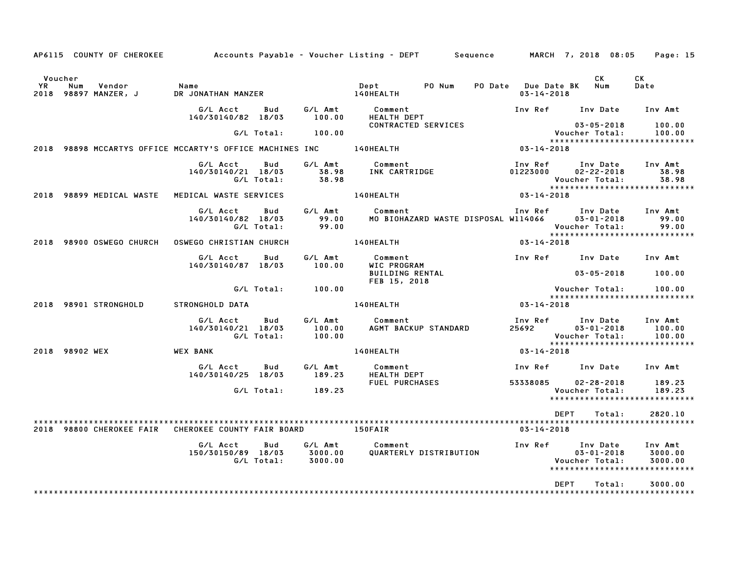AP6115 COUNTY OF CHEROKEE — Accounts Payable - Voucher Listing - DEPT — Sequence — MARCH 7, 2018 08:05

| Voucher YR | Num | Vendor | Name | Dept | PO Num | PO Date | Due Date | BK | CK Num | CK Date |
|---|---|---|---|---|---|---|---|---|---|---|
| 2018 | 98897 | MANZER, J | DR JONATHAN MANZER | 140HEALTH | | | 03-14-2018 | | | |

| G/L Acct | Bud | G/L Amt | Comment | Inv Ref | Inv Date | Inv Amt |
|---|---|---|---|---|---|---|
| 140/30140/82 | 18/03 | 100.00 | HEALTH DEPT CONTRACTED SERVICES | | 03-05-2018 | 100.00 |
| | G/L Total: | 100.00 | | | Voucher Total: | 100.00 |

*****************************

| Voucher YR | Num | Vendor | Name | Dept | Due Date |
|---|---|---|---|---|---|
| 2018 | 98898 | MCCARTYS OFFICE | MCCARTY'S OFFICE MACHINES INC | 140HEALTH | 03-14-2018 |

| G/L Acct | Bud | G/L Amt | Comment | Inv Ref | Inv Date | Inv Amt |
|---|---|---|---|---|---|---|
| 140/30140/21 | 18/03 | 38.98 | INK CARTRIDGE | 01223000 | 02-22-2018 | 38.98 |
| | G/L Total: | 38.98 | | | Voucher Total: | 38.98 |

*****************************

| Voucher YR | Num | Vendor | Name | Dept | Due Date |
|---|---|---|---|---|---|
| 2018 | 98899 | MEDICAL WASTE | MEDICAL WASTE SERVICES | 140HEALTH | 03-14-2018 |

| G/L Acct | Bud | G/L Amt | Comment | Inv Ref | Inv Date | Inv Amt |
|---|---|---|---|---|---|---|
| 140/30140/82 | 18/03 | 99.00 | MO BIOHAZARD WASTE DISPOSAL | W114066 | 03-01-2018 | 99.00 |
| | G/L Total: | 99.00 | | | Voucher Total: | 99.00 |

*****************************

| Voucher YR | Num | Vendor | Name | Dept | Due Date |
|---|---|---|---|---|---|
| 2018 | 98900 | OSWEGO CHURCH | OSWEGO CHRISTIAN CHURCH | 140HEALTH | 03-14-2018 |

| G/L Acct | Bud | G/L Amt | Comment | Inv Ref | Inv Date | Inv Amt |
|---|---|---|---|---|---|---|
| 140/30140/87 | 18/03 | 100.00 | WIC PROGRAM BUILDING RENTAL FEB 15, 2018 | | 03-05-2018 | 100.00 |
| | G/L Total: | 100.00 | | | Voucher Total: | 100.00 |

*****************************

| Voucher YR | Num | Vendor | Name | Dept | Due Date |
|---|---|---|---|---|---|
| 2018 | 98901 | STRONGHOLD | STRONGHOLD DATA | 140HEALTH | 03-14-2018 |

| G/L Acct | Bud | G/L Amt | Comment | Inv Ref | Inv Date | Inv Amt |
|---|---|---|---|---|---|---|
| 140/30140/21 | 18/03 | 100.00 | AGMT BACKUP STANDARD | 25692 | 03-01-2018 | 100.00 |
| | G/L Total: | 100.00 | | | Voucher Total: | 100.00 |

*****************************

| Voucher YR | Num | Vendor | Name | Dept | Due Date |
|---|---|---|---|---|---|
| 2018 | 98902 | WEX | WEX BANK | 140HEALTH | 03-14-2018 |

| G/L Acct | Bud | G/L Amt | Comment | Inv Ref | Inv Date | Inv Amt |
|---|---|---|---|---|---|---|
| 140/30140/25 | 18/03 | 189.23 | HEALTH DEPT FUEL PURCHASES | 53338085 | 02-28-2018 | 189.23 |
| | G/L Total: | 189.23 | | | Voucher Total: | 189.23 |

*****************************

DEPT Total: 2820.10

*****************************

| Voucher YR | Num | Vendor | Name | Dept | Due Date |
|---|---|---|---|---|---|
| 2018 | 98800 | CHEROKEE FAIR | CHEROKEE COUNTY FAIR BOARD | 150FAIR | 03-14-2018 |

| G/L Acct | Bud | G/L Amt | Comment | Inv Ref | Inv Date | Inv Amt |
|---|---|---|---|---|---|---|
| 150/30150/89 | 18/03 | 3000.00 | QUARTERLY DISTRIBUTION | | 03-01-2018 | 3000.00 |
| | G/L Total: | 3000.00 | | | Voucher Total: | 3000.00 |

*****************************

DEPT Total: 3000.00

*****************************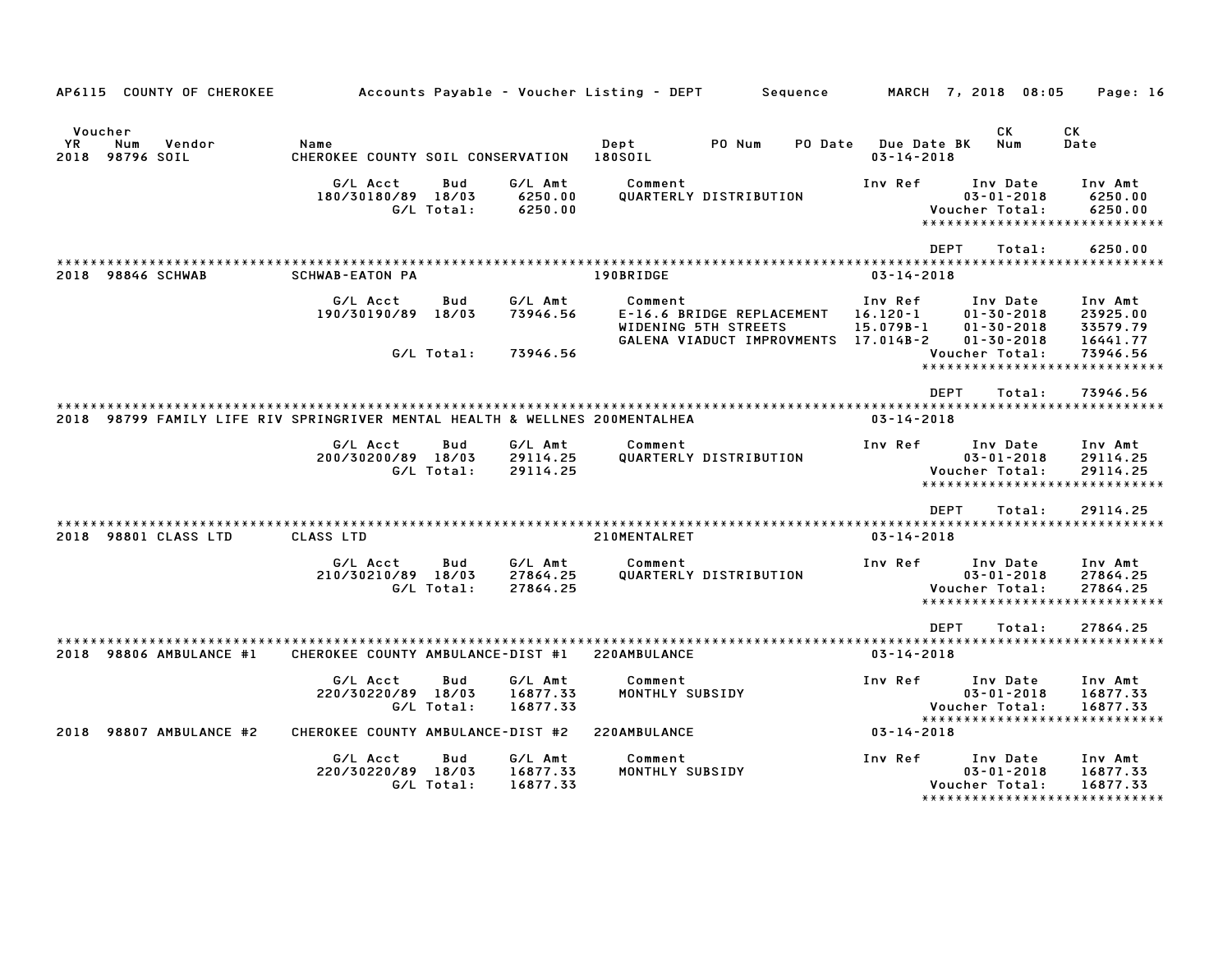AP6115 COUNTY OF CHEROKEE — Accounts Payable - Voucher Listing - DEPT — Sequence — MARCH 7, 2018 08:05

| Voucher YR | Num | Vendor | Name | Dept | PO Num | PO Date | Due Date | BK | CK Num | CK Date |
|---|---|---|---|---|---|---|---|---|---|---|
| 2018 | 98796 | SOIL | CHEROKEE COUNTY SOIL CONSERVATION | 180SOIL | | | 03-14-2018 | | | |

| G/L Acct | Bud | G/L Amt | Comment | Inv Ref | Inv Date | Inv Amt |
|---|---|---|---|---|---|---|
| 180/30180/89 | 18/03 | 6250.00 | QUARTERLY DISTRIBUTION | | 03-01-2018 | 6250.00 |
| | G/L Total: | 6250.00 | | | Voucher Total: | 6250.00 |

DEPT Total: 6250.00

| Voucher YR | Num | Vendor | Name | Dept | PO Num | PO Date | Due Date | BK | CK Num | CK Date |
|---|---|---|---|---|---|---|---|---|---|---|
| 2018 | 98846 | SCHWAB | SCHWAB-EATON PA | 190BRIDGE | | | 03-14-2018 | | | |

| G/L Acct | Bud | G/L Amt | Comment | Inv Ref | Inv Date | Inv Amt |
|---|---|---|---|---|---|---|
| 190/30190/89 | 18/03 | 73946.56 | E-16.6 BRIDGE REPLACEMENT | 16.120-1 | 01-30-2018 | 23925.00 |
| | | | WIDENING 5TH STREETS | 15.079B-1 | 01-30-2018 | 33579.79 |
| | | | GALENA VIADUCT IMPROVMENTS | 17.014B-2 | 01-30-2018 | 16441.77 |
| | G/L Total: | 73946.56 | | | Voucher Total: | 73946.56 |

DEPT Total: 73946.56

| Voucher YR | Num | Vendor | Name | Dept | PO Num | PO Date | Due Date | BK | CK Num | CK Date |
|---|---|---|---|---|---|---|---|---|---|---|
| 2018 | 98799 | FAMILY LIFE RIV | SPRINGRIVER MENTAL HEALTH & WELLNES | 200MENTALHEA | | | 03-14-2018 | | | |

| G/L Acct | Bud | G/L Amt | Comment | Inv Ref | Inv Date | Inv Amt |
|---|---|---|---|---|---|---|
| 200/30200/89 | 18/03 | 29114.25 | QUARTERLY DISTRIBUTION | | 03-01-2018 | 29114.25 |
| | G/L Total: | 29114.25 | | | Voucher Total: | 29114.25 |

DEPT Total: 29114.25

| Voucher YR | Num | Vendor | Name | Dept | PO Num | PO Date | Due Date | BK | CK Num | CK Date |
|---|---|---|---|---|---|---|---|---|---|---|
| 2018 | 98801 | CLASS LTD | CLASS LTD | 210MENTALRET | | | 03-14-2018 | | | |

| G/L Acct | Bud | G/L Amt | Comment | Inv Ref | Inv Date | Inv Amt |
|---|---|---|---|---|---|---|
| 210/30210/89 | 18/03 | 27864.25 | QUARTERLY DISTRIBUTION | | 03-01-2018 | 27864.25 |
| | G/L Total: | 27864.25 | | | Voucher Total: | 27864.25 |

DEPT Total: 27864.25

| Voucher YR | Num | Vendor | Name | Dept | PO Num | PO Date | Due Date | BK | CK Num | CK Date |
|---|---|---|---|---|---|---|---|---|---|---|
| 2018 | 98806 | AMBULANCE #1 | CHEROKEE COUNTY AMBULANCE-DIST #1 | 220AMBULANCE | | | 03-14-2018 | | | |

| G/L Acct | Bud | G/L Amt | Comment | Inv Ref | Inv Date | Inv Amt |
|---|---|---|---|---|---|---|
| 220/30220/89 | 18/03 | 16877.33 | MONTHLY SUBSIDY | | 03-01-2018 | 16877.33 |
| | G/L Total: | 16877.33 | | | Voucher Total: | 16877.33 |

| Voucher YR | Num | Vendor | Name | Dept | PO Num | PO Date | Due Date | BK | CK Num | CK Date |
|---|---|---|---|---|---|---|---|---|---|---|
| 2018 | 98807 | AMBULANCE #2 | CHEROKEE COUNTY AMBULANCE-DIST #2 | 220AMBULANCE | | | 03-14-2018 | | | |

| G/L Acct | Bud | G/L Amt | Comment | Inv Ref | Inv Date | Inv Amt |
|---|---|---|---|---|---|---|
| 220/30220/89 | 18/03 | 16877.33 | MONTHLY SUBSIDY | | 03-01-2018 | 16877.33 |
| | G/L Total: | 16877.33 | | | Voucher Total: | 16877.33 |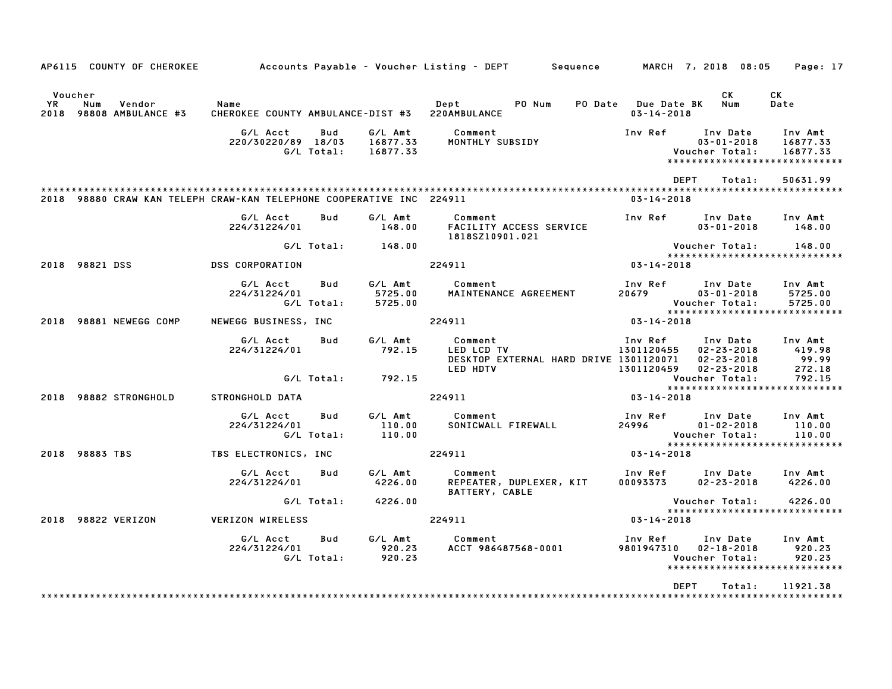AP6115 COUNTY OF CHEROKEE — Accounts Payable - Voucher Listing - DEPT — Sequence — MARCH 7, 2018 08:05

| Voucher YR | Num | Vendor | Name | Dept | PO Num | PO Date | Due Date | BK | CK Num | CK Date |
|---|---|---|---|---|---|---|---|---|---|---|
| 2018 | 98808 | AMBULANCE #3 | CHEROKEE COUNTY AMBULANCE-DIST #3 | 220AMBULANCE | | | 03-14-2018 | | | |

| G/L Acct | Bud | G/L Amt | Comment | Inv Ref | Inv Date | Inv Amt |
|---|---|---|---|---|---|---|
| 220/30220/89 | 18/03 | 16877.33 | MONTHLY SUBSIDY | | 03-01-2018 | 16877.33 |
| | G/L Total: | 16877.33 | | | Voucher Total: | 16877.33 |

DEPT Total: 50631.99

---

2018 98880 CRAW KAN TELEPH — CRAW-KAN TELEPHONE COOPERATIVE INC — 224911 — 03-14-2018

| G/L Acct | Bud | G/L Amt | Comment | Inv Ref | Inv Date | Inv Amt |
|---|---|---|---|---|---|---|
| 224/31224/01 | | 148.00 | FACILITY ACCESS SERVICE 1818SZ10901.021 | | 03-01-2018 | 148.00 |
| | G/L Total: | 148.00 | | | Voucher Total: | 148.00 |

2018 98821 DSS — DSS CORPORATION — 224911 — 03-14-2018

| G/L Acct | Bud | G/L Amt | Comment | Inv Ref | Inv Date | Inv Amt |
|---|---|---|---|---|---|---|
| 224/31224/01 | | 5725.00 | MAINTENANCE AGREEMENT | 20679 | 03-01-2018 | 5725.00 |
| | G/L Total: | 5725.00 | | | Voucher Total: | 5725.00 |

2018 98881 NEWEGG COMP — NEWEGG BUSINESS, INC — 224911 — 03-14-2018

| G/L Acct | Bud | G/L Amt | Comment | Inv Ref | Inv Date | Inv Amt |
|---|---|---|---|---|---|---|
| 224/31224/01 | | 792.15 | LED LCD TV | 1301120455 | 02-23-2018 | 419.98 |
| | | | DESKTOP EXTERNAL HARD DRIVE | 1301120071 | 02-23-2018 | 99.99 |
| | | | LED HDTV | 1301120459 | 02-23-2018 | 272.18 |
| | G/L Total: | 792.15 | | | Voucher Total: | 792.15 |

2018 98882 STRONGHOLD — STRONGHOLD DATA — 224911 — 03-14-2018

| G/L Acct | Bud | G/L Amt | Comment | Inv Ref | Inv Date | Inv Amt |
|---|---|---|---|---|---|---|
| 224/31224/01 | | 110.00 | SONICWALL FIREWALL | 24996 | 01-02-2018 | 110.00 |
| | G/L Total: | 110.00 | | | Voucher Total: | 110.00 |

2018 98883 TBS — TBS ELECTRONICS, INC — 224911 — 03-14-2018

| G/L Acct | Bud | G/L Amt | Comment | Inv Ref | Inv Date | Inv Amt |
|---|---|---|---|---|---|---|
| 224/31224/01 | | 4226.00 | REPEATER, DUPLEXER, KIT BATTERY, CABLE | 00093373 | 02-23-2018 | 4226.00 |
| | G/L Total: | 4226.00 | | | Voucher Total: | 4226.00 |

2018 98822 VERIZON — VERIZON WIRELESS — 224911 — 03-14-2018

| G/L Acct | Bud | G/L Amt | Comment | Inv Ref | Inv Date | Inv Amt |
|---|---|---|---|---|---|---|
| 224/31224/01 | | 920.23 | ACCT 986487568-0001 | 9801947310 | 02-18-2018 | 920.23 |
| | G/L Total: | 920.23 | | | Voucher Total: | 920.23 |

DEPT Total: 11921.38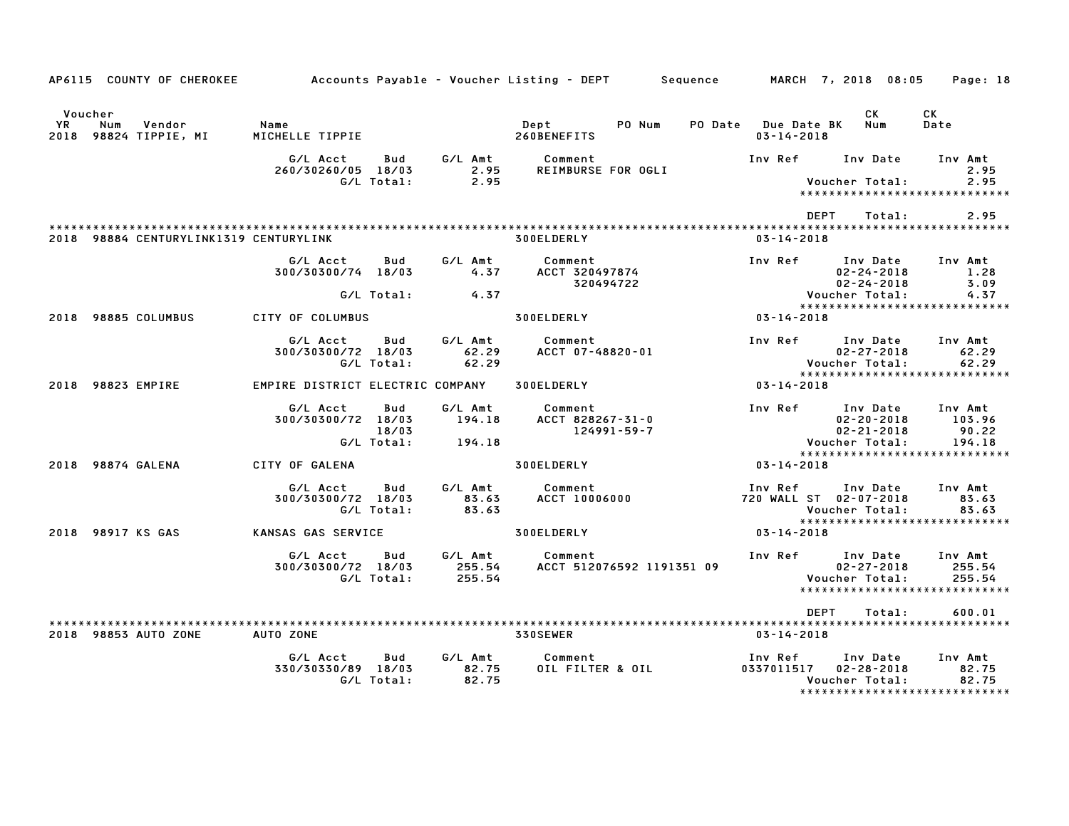AP6115 COUNTY OF CHEROKEE — Accounts Payable - Voucher Listing - DEPT — Sequence — MARCH 7, 2018 08:05

| Voucher YR | Num | Vendor | Name | Dept | PO Num | PO Date | Due Date BK | CK Num | CK Date |
|---|---|---|---|---|---|---|---|---|---|
| 2018 | 98824 | TIPPIE, MI | MICHELLE TIPPIE | 260BENEFITS | | | 03-14-2018 | | |

| G/L Acct | Bud | G/L Amt | Comment | Inv Ref | Inv Date | Inv Amt |
|---|---|---|---|---|---|---|
| 260/30260/05 | 18/03 | 2.95 | REIMBURSE FOR OGLI | | | 2.95 |
| | G/L Total: | 2.95 | | | Voucher Total: | 2.95 |

******************************

DEPT Total: 2.95

******************************

| Voucher YR | Num | Vendor | Name | Dept | Due Date BK |
|---|---|---|---|---|---|
| 2018 | 98884 | CENTURYLINK1319 | CENTURYLINK | 300ELDERLY | 03-14-2018 |

| G/L Acct | Bud | G/L Amt | Comment | Inv Ref | Inv Date | Inv Amt |
|---|---|---|---|---|---|---|
| 300/30300/74 | 18/03 | 4.37 | ACCT 320497874 | | 02-24-2018 | 1.28 |
| | | | 320494722 | | 02-24-2018 | 3.09 |
| | G/L Total: | 4.37 | | | Voucher Total: | 4.37 |

******************************

| Voucher YR | Num | Vendor | Name | Dept | Due Date BK |
|---|---|---|---|---|---|
| 2018 | 98885 | COLUMBUS | CITY OF COLUMBUS | 300ELDERLY | 03-14-2018 |

| G/L Acct | Bud | G/L Amt | Comment | Inv Ref | Inv Date | Inv Amt |
|---|---|---|---|---|---|---|
| 300/30300/72 | 18/03 | 62.29 | ACCT 07-48820-01 | | 02-27-2018 | 62.29 |
| | G/L Total: | 62.29 | | | Voucher Total: | 62.29 |

******************************

| Voucher YR | Num | Vendor | Name | Dept | Due Date BK |
|---|---|---|---|---|---|
| 2018 | 98823 | EMPIRE | EMPIRE DISTRICT ELECTRIC COMPANY | 300ELDERLY | 03-14-2018 |

| G/L Acct | Bud | G/L Amt | Comment | Inv Ref | Inv Date | Inv Amt |
|---|---|---|---|---|---|---|
| 300/30300/72 | 18/03 | 194.18 | ACCT 828267-31-0 | | 02-20-2018 | 103.96 |
| | 18/03 | | 124991-59-7 | | 02-21-2018 | 90.22 |
| | G/L Total: | 194.18 | | | Voucher Total: | 194.18 |

******************************

| Voucher YR | Num | Vendor | Name | Dept | Due Date BK |
|---|---|---|---|---|---|
| 2018 | 98874 | GALENA | CITY OF GALENA | 300ELDERLY | 03-14-2018 |

| G/L Acct | Bud | G/L Amt | Comment | Inv Ref | Inv Date | Inv Amt |
|---|---|---|---|---|---|---|
| 300/30300/72 | 18/03 | 83.63 | ACCT 10006000 | 720 WALL ST | 02-07-2018 | 83.63 |
| | G/L Total: | 83.63 | | | Voucher Total: | 83.63 |

******************************

| Voucher YR | Num | Vendor | Name | Dept | Due Date BK |
|---|---|---|---|---|---|
| 2018 | 98917 | KS GAS | KANSAS GAS SERVICE | 300ELDERLY | 03-14-2018 |

| G/L Acct | Bud | G/L Amt | Comment | Inv Ref | Inv Date | Inv Amt |
|---|---|---|---|---|---|---|
| 300/30300/72 | 18/03 | 255.54 | ACCT 512076592 1191351 09 | | 02-27-2018 | 255.54 |
| | G/L Total: | 255.54 | | | Voucher Total: | 255.54 |

******************************

DEPT Total: 600.01

******************************

| Voucher YR | Num | Vendor | Name | Dept | Due Date BK |
|---|---|---|---|---|---|
| 2018 | 98853 | AUTO ZONE | AUTO ZONE | 330SEWER | 03-14-2018 |

| G/L Acct | Bud | G/L Amt | Comment | Inv Ref | Inv Date | Inv Amt |
|---|---|---|---|---|---|---|
| 330/30330/89 | 18/03 | 82.75 | OIL FILTER & OIL | 0337011517 | 02-28-2018 | 82.75 |
| | G/L Total: | 82.75 | | | Voucher Total: | 82.75 |

******************************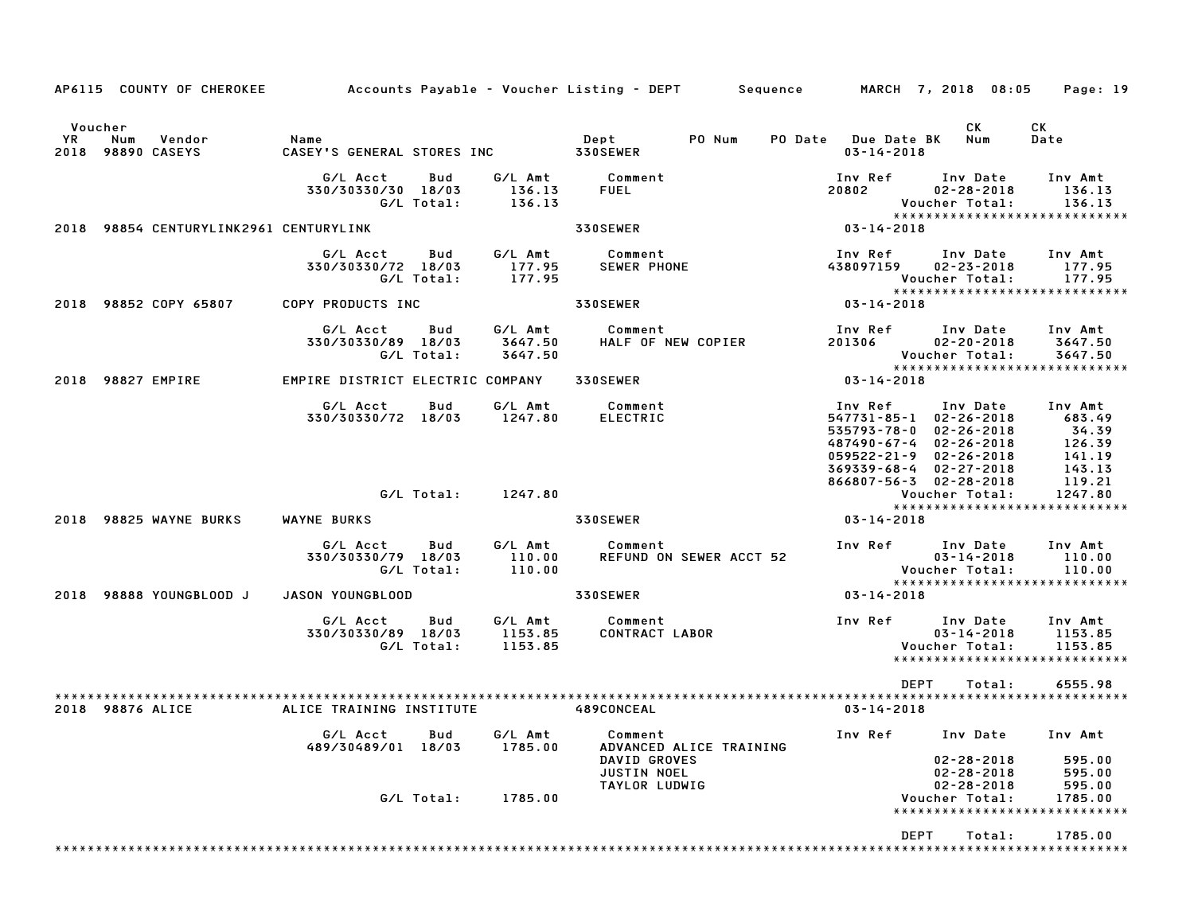AP6115 COUNTY OF CHEROKEE    Accounts Payable - Voucher Listing - DEPT    Sequence    MARCH 7, 2018 08:05

| Voucher YR | Num | Vendor | Name | Dept | PO Num | PO Date | Due Date BK | CK Num | CK Date |
|---|---|---|---|---|---|---|---|---|---|
| 2018 | 98890 | CASEYS | CASEY'S GENERAL STORES INC | 330SEWER | | | 03-14-2018 | | |

| G/L Acct | Bud | G/L Amt | Comment | Inv Ref | Inv Date | Inv Amt |
|---|---|---|---|---|---|---|
| 330/30330/30 | 18/03 | 136.13 | FUEL | 20802 | 02-28-2018 | 136.13 |
| | G/L Total: | 136.13 | | | Voucher Total: | 136.13 |

| 2018 | 98854 | CENTURYLINK2961 | CENTURYLINK | 330SEWER | 03-14-2018 |
|---|---|---|---|---|---|

| G/L Acct | Bud | G/L Amt | Comment | Inv Ref | Inv Date | Inv Amt |
|---|---|---|---|---|---|---|
| 330/30330/72 | 18/03 | 177.95 | SEWER PHONE | 438097159 | 02-23-2018 | 177.95 |
| | G/L Total: | 177.95 | | | Voucher Total: | 177.95 |

| 2018 | 98852 | COPY 65807 | COPY PRODUCTS INC | 330SEWER | 03-14-2018 |
|---|---|---|---|---|---|

| G/L Acct | Bud | G/L Amt | Comment | Inv Ref | Inv Date | Inv Amt |
|---|---|---|---|---|---|---|
| 330/30330/89 | 18/03 | 3647.50 | HALF OF NEW COPIER | 201306 | 02-20-2018 | 3647.50 |
| | G/L Total: | 3647.50 | | | Voucher Total: | 3647.50 |

| 2018 | 98827 | EMPIRE | EMPIRE DISTRICT ELECTRIC COMPANY | 330SEWER | 03-14-2018 |
|---|---|---|---|---|---|

| G/L Acct | Bud | G/L Amt | Comment | Inv Ref | Inv Date | Inv Amt |
|---|---|---|---|---|---|---|
| 330/30330/72 | 18/03 | 1247.80 | ELECTRIC | 547731-85-1 | 02-26-2018 | 683.49 |
| | | | | 535793-78-0 | 02-26-2018 | 34.39 |
| | | | | 487490-67-4 | 02-26-2018 | 126.39 |
| | | | | 059522-21-9 | 02-26-2018 | 141.19 |
| | | | | 369339-68-4 | 02-27-2018 | 143.13 |
| | | | | 866807-56-3 | 02-28-2018 | 119.21 |
| | G/L Total: | 1247.80 | | | Voucher Total: | 1247.80 |

| 2018 | 98825 | WAYNE BURKS | WAYNE BURKS | 330SEWER | 03-14-2018 |
|---|---|---|---|---|---|

| G/L Acct | Bud | G/L Amt | Comment | Inv Ref | Inv Date | Inv Amt |
|---|---|---|---|---|---|---|
| 330/30330/79 | 18/03 | 110.00 | REFUND ON SEWER ACCT 52 | | 03-14-2018 | 110.00 |
| | G/L Total: | 110.00 | | | Voucher Total: | 110.00 |

| 2018 | 98888 | YOUNGBLOOD J | JASON YOUNGBLOOD | 330SEWER | 03-14-2018 |
|---|---|---|---|---|---|

| G/L Acct | Bud | G/L Amt | Comment | Inv Ref | Inv Date | Inv Amt |
|---|---|---|---|---|---|---|
| 330/30330/89 | 18/03 | 1153.85 | CONTRACT LABOR | | 03-14-2018 | 1153.85 |
| | G/L Total: | 1153.85 | | | Voucher Total: | 1153.85 |

DEPT Total: 6555.98

| 2018 | 98876 | ALICE | ALICE TRAINING INSTITUTE | 489CONCEAL | 03-14-2018 |
|---|---|---|---|---|---|

| G/L Acct | Bud | G/L Amt | Comment | Inv Ref | Inv Date | Inv Amt |
|---|---|---|---|---|---|---|
| 489/30489/01 | 18/03 | 1785.00 | ADVANCED ALICE TRAINING | | | |
| | | | DAVID GROVES | | 02-28-2018 | 595.00 |
| | | | JUSTIN NOEL | | 02-28-2018 | 595.00 |
| | | | TAYLOR LUDWIG | | 02-28-2018 | 595.00 |
| | G/L Total: | 1785.00 | | | Voucher Total: | 1785.00 |

DEPT Total: 1785.00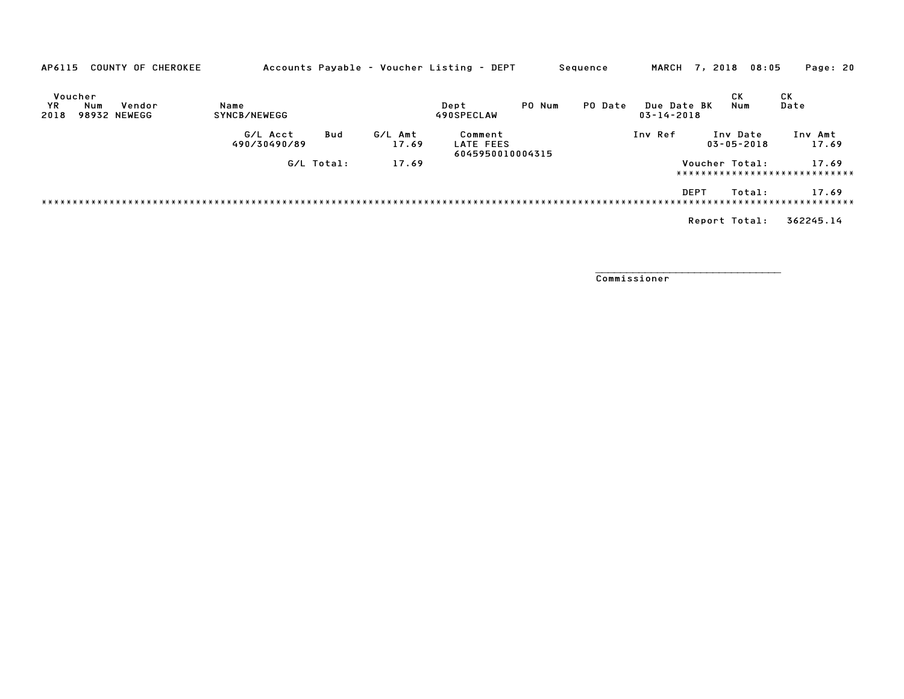AP6115 COUNTY OF CHEROKEE Accounts Payable - Voucher Listing - DEPT Sequence MARCH 7, 2018 08:05 Page: 20

| Voucher YR | Num | Vendor | Name | Dept | PO Num | PO Date | Due Date BK | CK Num | CK Date |
|---|---|---|---|---|---|---|---|---|---|
| 2018 | 98932 | NEWEGG | SYNCB/NEWEGG | 490SPECLAW | | | 03-14-2018 | | |

| G/L Acct | Bud | G/L Amt | Comment | Inv Ref | Inv Date | Inv Amt |
|---|---|---|---|---|---|---|
| 490/30490/89 | | 17.69 | LATE FEES 6045950010004315 | | 03-05-2018 | 17.69 |
| | G/L Total: | 17.69 | | | Voucher Total: | 17.69 |

*****************************

DEPT Total: 17.69

*****************************************************************************************************************************

Report Total: 362245.14

_______________________________
Commissioner